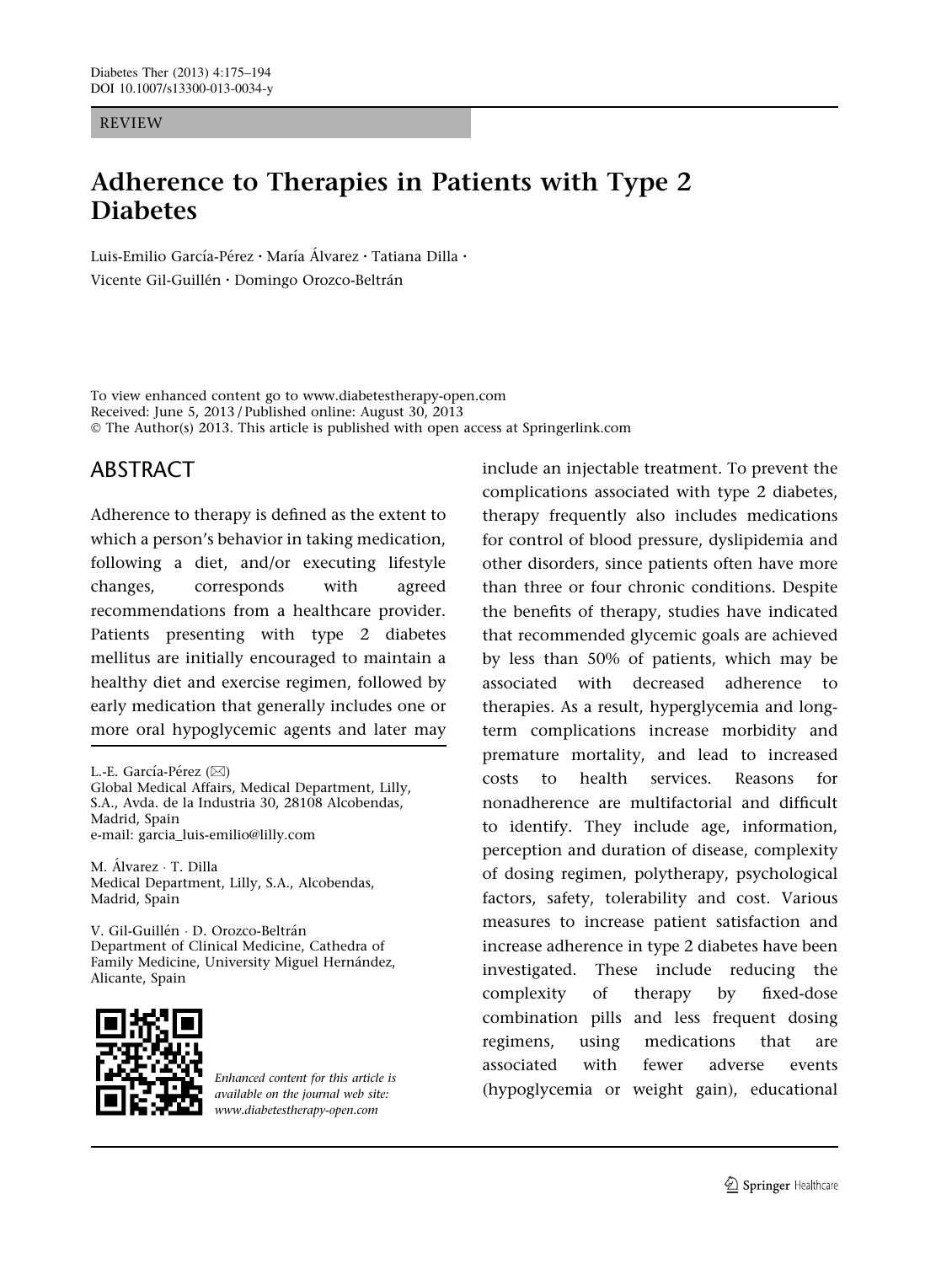REVIEW

# Adherence to Therapies in Patients with Type 2 Diabetes

Luis-Emilio García-Pérez · María Álvarez · Tatiana Dilla · Vicente Gil-Guillén · Domingo Orozco-Beltrán

To view enhanced content go to www.diabetestherapy-open.com
Received: June 5, 2013 / Published online: August 30, 2013
© The Author(s) 2013. This article is published with open access at Springerlink.com

## ABSTRACT

Adherence to therapy is defined as the extent to which a person's behavior in taking medication, following a diet, and/or executing lifestyle changes, corresponds with agreed recommendations from a healthcare provider. Patients presenting with type 2 diabetes mellitus are initially encouraged to maintain a healthy diet and exercise regimen, followed by early medication that generally includes one or more oral hypoglycemic agents and later may include an injectable treatment. To prevent the complications associated with type 2 diabetes, therapy frequently also includes medications for control of blood pressure, dyslipidemia and other disorders, since patients often have more than three or four chronic conditions. Despite the benefits of therapy, studies have indicated that recommended glycemic goals are achieved by less than 50% of patients, which may be associated with decreased adherence to therapies. As a result, hyperglycemia and long-term complications increase morbidity and premature mortality, and lead to increased costs to health services. Reasons for nonadherence are multifactorial and difficult to identify. They include age, information, perception and duration of disease, complexity of dosing regimen, polytherapy, psychological factors, safety, tolerability and cost. Various measures to increase patient satisfaction and increase adherence in type 2 diabetes have been investigated. These include reducing the complexity of therapy by fixed-dose combination pills and less frequent dosing regimens, using medications that are associated with fewer adverse events (hypoglycemia or weight gain), educational

L.-E. García-Pérez (✉)
Global Medical Affairs, Medical Department, Lilly, S.A., Avda. de la Industria 30, 28108 Alcobendas, Madrid, Spain
e-mail: garcia_luis-emilio@lilly.com

M. Álvarez · T. Dilla
Medical Department, Lilly, S.A., Alcobendas, Madrid, Spain

V. Gil-Guillén · D. Orozco-Beltrán
Department of Clinical Medicine, Cathedra of Family Medicine, University Miguel Hernández, Alicante, Spain

*Enhanced content for this article is available on the journal web site: www.diabetestherapy-open.com*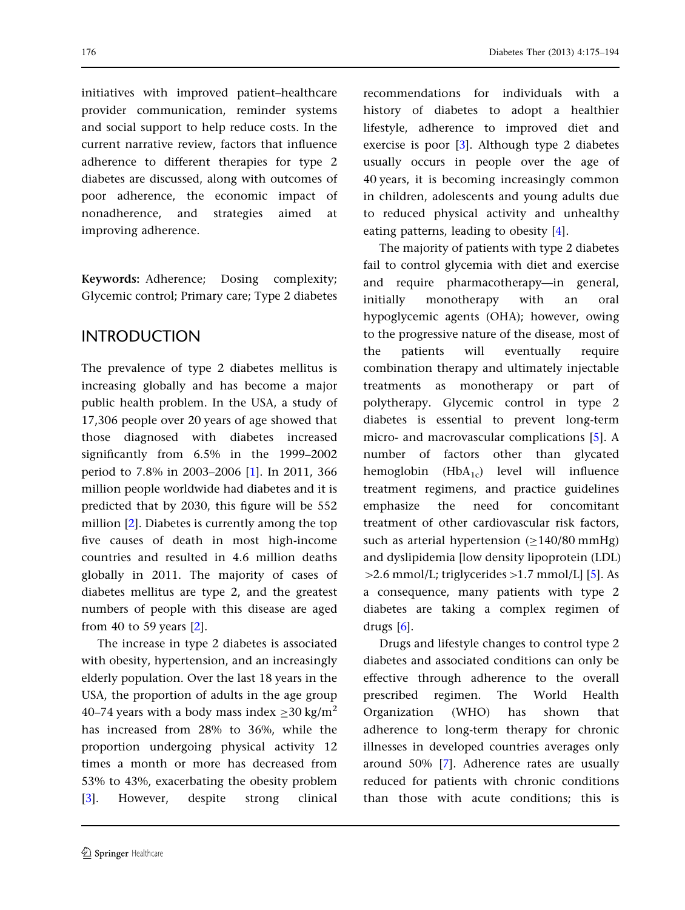initiatives with improved patient–healthcare provider communication, reminder systems and social support to help reduce costs. In the current narrative review, factors that influence adherence to different therapies for type 2 diabetes are discussed, along with outcomes of poor adherence, the economic impact of nonadherence, and strategies aimed at improving adherence.

**Keywords:** Adherence; Dosing complexity; Glycemic control; Primary care; Type 2 diabetes

## INTRODUCTION

The prevalence of type 2 diabetes mellitus is increasing globally and has become a major public health problem. In the USA, a study of 17,306 people over 20 years of age showed that those diagnosed with diabetes increased significantly from 6.5% in the 1999–2002 period to 7.8% in 2003–2006 [1]. In 2011, 366 million people worldwide had diabetes and it is predicted that by 2030, this figure will be 552 million [2]. Diabetes is currently among the top five causes of death in most high-income countries and resulted in 4.6 million deaths globally in 2011. The majority of cases of diabetes mellitus are type 2, and the greatest numbers of people with this disease are aged from 40 to 59 years [2].

The increase in type 2 diabetes is associated with obesity, hypertension, and an increasingly elderly population. Over the last 18 years in the USA, the proportion of adults in the age group 40–74 years with a body mass index $\geq$30 kg/m$^2$ has increased from 28% to 36%, while the proportion undergoing physical activity 12 times a month or more has decreased from 53% to 43%, exacerbating the obesity problem [3]. However, despite strong clinical recommendations for individuals with a history of diabetes to adopt a healthier lifestyle, adherence to improved diet and exercise is poor [3]. Although type 2 diabetes usually occurs in people over the age of 40 years, it is becoming increasingly common in children, adolescents and young adults due to reduced physical activity and unhealthy eating patterns, leading to obesity [4].

The majority of patients with type 2 diabetes fail to control glycemia with diet and exercise and require pharmacotherapy—in general, initially monotherapy with an oral hypoglycemic agents (OHA); however, owing to the progressive nature of the disease, most of the patients will eventually require combination therapy and ultimately injectable treatments as monotherapy or part of polytherapy. Glycemic control in type 2 diabetes is essential to prevent long-term micro- and macrovascular complications [5]. A number of factors other than glycated hemoglobin ($HbA_{1c}$) level will influence treatment regimens, and practice guidelines emphasize the need for concomitant treatment of other cardiovascular risk factors, such as arterial hypertension ($\geq$140/80 mmHg) and dyslipidemia [low density lipoprotein (LDL) >2.6 mmol/L; triglycerides >1.7 mmol/L] [5]. As a consequence, many patients with type 2 diabetes are taking a complex regimen of drugs [6].

Drugs and lifestyle changes to control type 2 diabetes and associated conditions can only be effective through adherence to the overall prescribed regimen. The World Health Organization (WHO) has shown that adherence to long-term therapy for chronic illnesses in developed countries averages only around 50% [7]. Adherence rates are usually reduced for patients with chronic conditions than those with acute conditions; this is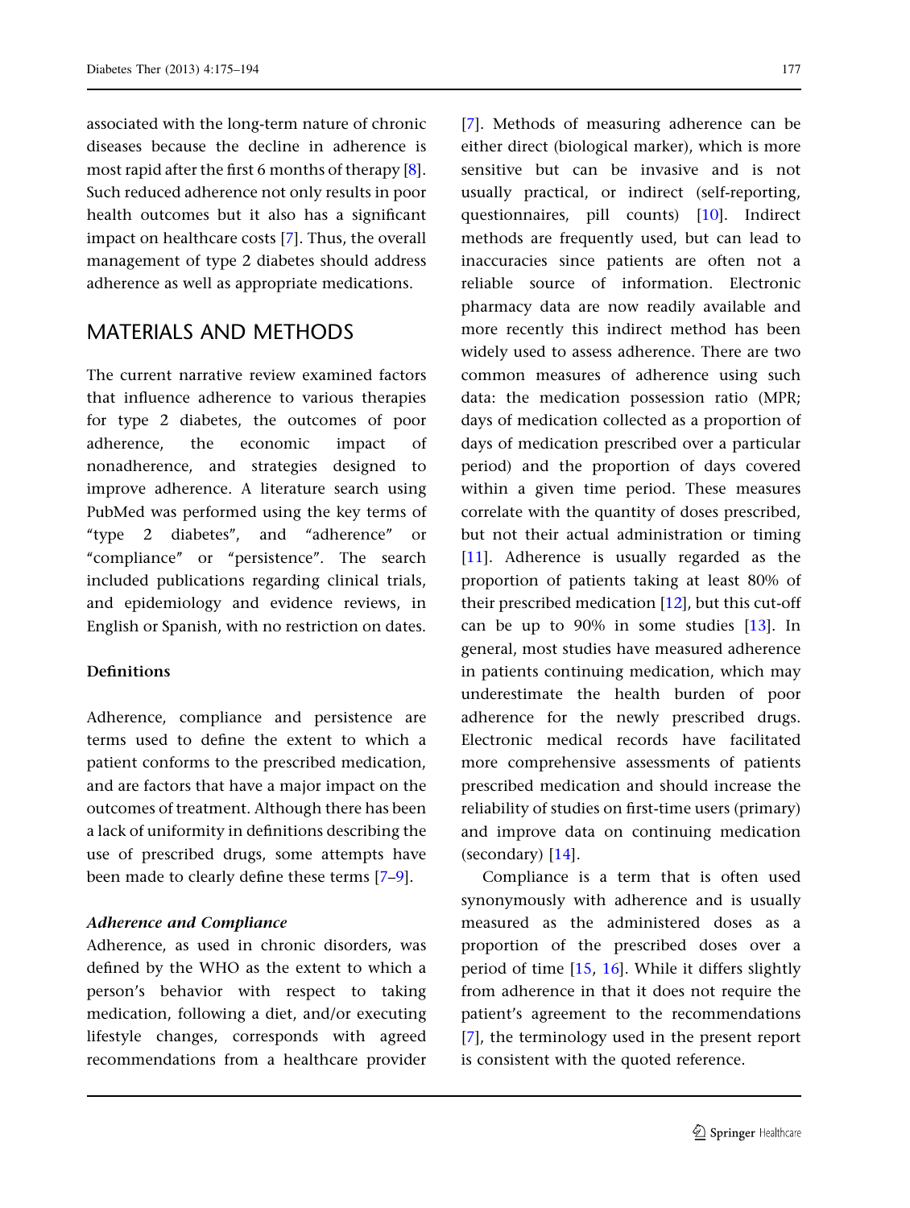associated with the long-term nature of chronic diseases because the decline in adherence is most rapid after the first 6 months of therapy [8]. Such reduced adherence not only results in poor health outcomes but it also has a significant impact on healthcare costs [7]. Thus, the overall management of type 2 diabetes should address adherence as well as appropriate medications.

## MATERIALS AND METHODS

The current narrative review examined factors that influence adherence to various therapies for type 2 diabetes, the outcomes of poor adherence, the economic impact of nonadherence, and strategies designed to improve adherence. A literature search using PubMed was performed using the key terms of "type 2 diabetes", and "adherence" or "compliance" or "persistence". The search included publications regarding clinical trials, and epidemiology and evidence reviews, in English or Spanish, with no restriction on dates.

### Definitions

Adherence, compliance and persistence are terms used to define the extent to which a patient conforms to the prescribed medication, and are factors that have a major impact on the outcomes of treatment. Although there has been a lack of uniformity in definitions describing the use of prescribed drugs, some attempts have been made to clearly define these terms [7–9].

#### *Adherence and Compliance*

Adherence, as used in chronic disorders, was defined by the WHO as the extent to which a person's behavior with respect to taking medication, following a diet, and/or executing lifestyle changes, corresponds with agreed recommendations from a healthcare provider [7]. Methods of measuring adherence can be either direct (biological marker), which is more sensitive but can be invasive and is not usually practical, or indirect (self-reporting, questionnaires, pill counts) [10]. Indirect methods are frequently used, but can lead to inaccuracies since patients are often not a reliable source of information. Electronic pharmacy data are now readily available and more recently this indirect method has been widely used to assess adherence. There are two common measures of adherence using such data: the medication possession ratio (MPR; days of medication collected as a proportion of days of medication prescribed over a particular period) and the proportion of days covered within a given time period. These measures correlate with the quantity of doses prescribed, but not their actual administration or timing [11]. Adherence is usually regarded as the proportion of patients taking at least 80% of their prescribed medication [12], but this cut-off can be up to 90% in some studies [13]. In general, most studies have measured adherence in patients continuing medication, which may underestimate the health burden of poor adherence for the newly prescribed drugs. Electronic medical records have facilitated more comprehensive assessments of patients prescribed medication and should increase the reliability of studies on first-time users (primary) and improve data on continuing medication (secondary) [14].

Compliance is a term that is often used synonymously with adherence and is usually measured as the administered doses as a proportion of the prescribed doses over a period of time [15, 16]. While it differs slightly from adherence in that it does not require the patient's agreement to the recommendations [7], the terminology used in the present report is consistent with the quoted reference.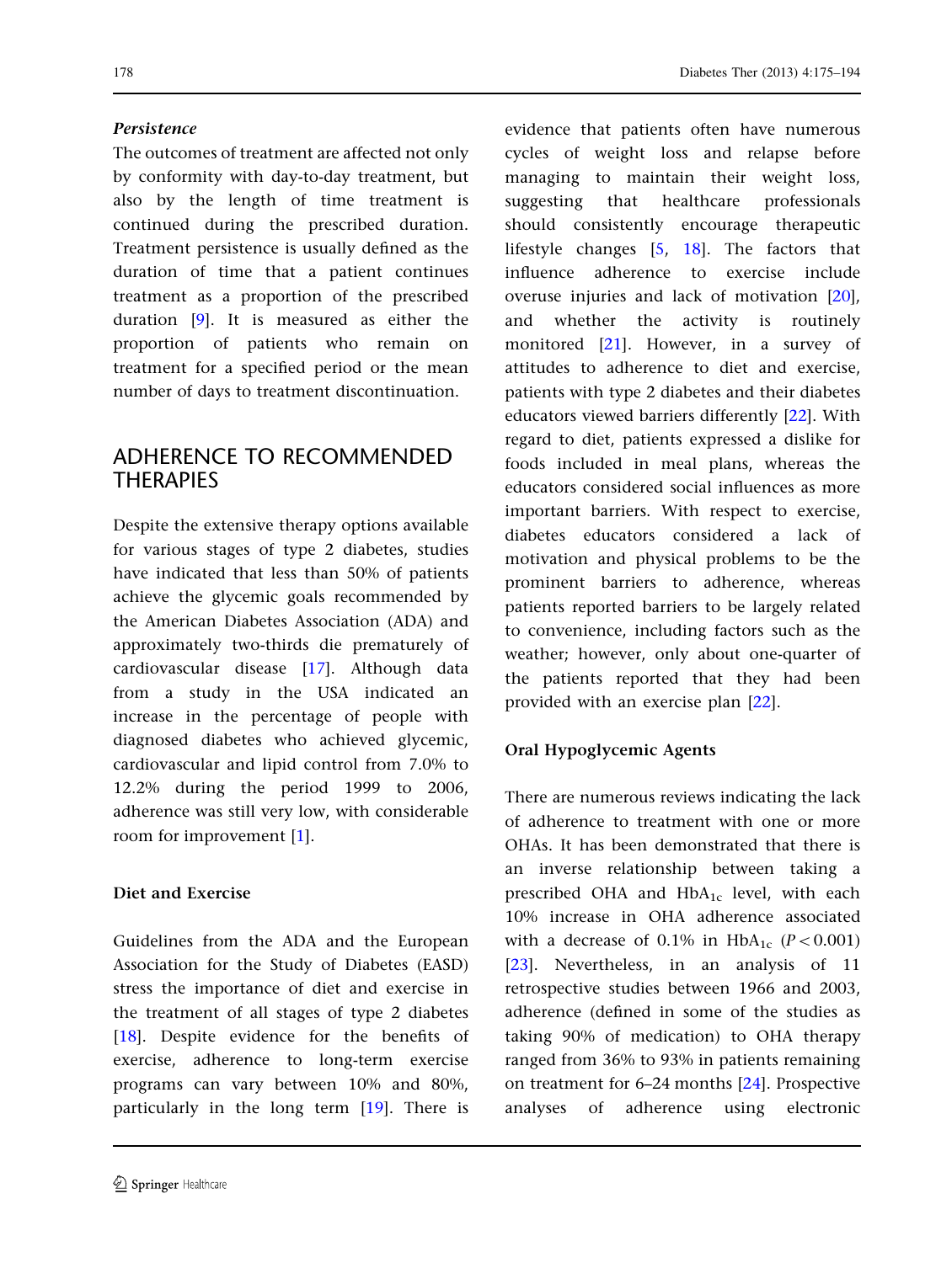***Persistence***

The outcomes of treatment are affected not only by conformity with day-to-day treatment, but also by the length of time treatment is continued during the prescribed duration. Treatment persistence is usually defined as the duration of time that a patient continues treatment as a proportion of the prescribed duration [9]. It is measured as either the proportion of patients who remain on treatment for a specified period or the mean number of days to treatment discontinuation.

## ADHERENCE TO RECOMMENDED THERAPIES

Despite the extensive therapy options available for various stages of type 2 diabetes, studies have indicated that less than 50% of patients achieve the glycemic goals recommended by the American Diabetes Association (ADA) and approximately two-thirds die prematurely of cardiovascular disease [17]. Although data from a study in the USA indicated an increase in the percentage of people with diagnosed diabetes who achieved glycemic, cardiovascular and lipid control from 7.0% to 12.2% during the period 1999 to 2006, adherence was still very low, with considerable room for improvement [1].

### Diet and Exercise

Guidelines from the ADA and the European Association for the Study of Diabetes (EASD) stress the importance of diet and exercise in the treatment of all stages of type 2 diabetes [18]. Despite evidence for the benefits of exercise, adherence to long-term exercise programs can vary between 10% and 80%, particularly in the long term [19]. There is evidence that patients often have numerous cycles of weight loss and relapse before managing to maintain their weight loss, suggesting that healthcare professionals should consistently encourage therapeutic lifestyle changes [5, 18]. The factors that influence adherence to exercise include overuse injuries and lack of motivation [20], and whether the activity is routinely monitored [21]. However, in a survey of attitudes to adherence to diet and exercise, patients with type 2 diabetes and their diabetes educators viewed barriers differently [22]. With regard to diet, patients expressed a dislike for foods included in meal plans, whereas the educators considered social influences as more important barriers. With respect to exercise, diabetes educators considered a lack of motivation and physical problems to be the prominent barriers to adherence, whereas patients reported barriers to be largely related to convenience, including factors such as the weather; however, only about one-quarter of the patients reported that they had been provided with an exercise plan [22].

### Oral Hypoglycemic Agents

There are numerous reviews indicating the lack of adherence to treatment with one or more OHAs. It has been demonstrated that there is an inverse relationship between taking a prescribed OHA and $HbA_{1c}$ level, with each 10% increase in OHA adherence associated with a decrease of 0.1% in $HbA_{1c}$ ($P < 0.001$) [23]. Nevertheless, in an analysis of 11 retrospective studies between 1966 and 2003, adherence (defined in some of the studies as taking 90% of medication) to OHA therapy ranged from 36% to 93% in patients remaining on treatment for 6–24 months [24]. Prospective analyses of adherence using electronic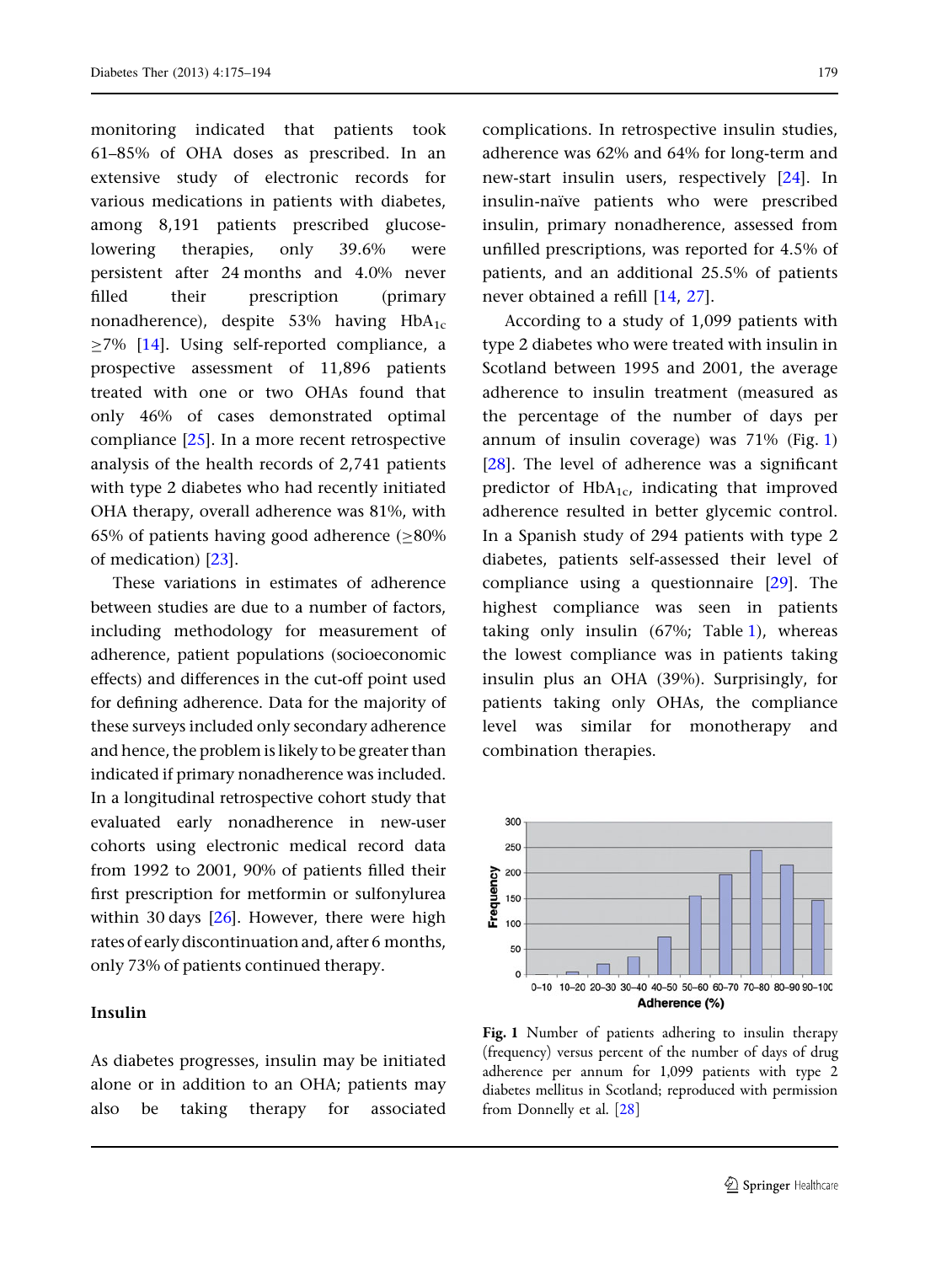monitoring indicated that patients took 61–85% of OHA doses as prescribed. In an extensive study of electronic records for various medications in patients with diabetes, among 8,191 patients prescribed glucose-lowering therapies, only 39.6% were persistent after 24 months and 4.0% never filled their prescription (primary nonadherence), despite 53% having $HbA_{1c}$ ≥7% [14]. Using self-reported compliance, a prospective assessment of 11,896 patients treated with one or two OHAs found that only 46% of cases demonstrated optimal compliance [25]. In a more recent retrospective analysis of the health records of 2,741 patients with type 2 diabetes who had recently initiated OHA therapy, overall adherence was 81%, with 65% of patients having good adherence (≥80% of medication) [23].

These variations in estimates of adherence between studies are due to a number of factors, including methodology for measurement of adherence, patient populations (socioeconomic effects) and differences in the cut-off point used for defining adherence. Data for the majority of these surveys included only secondary adherence and hence, the problem is likely to be greater than indicated if primary nonadherence was included. In a longitudinal retrospective cohort study that evaluated early nonadherence in new-user cohorts using electronic medical record data from 1992 to 2001, 90% of patients filled their first prescription for metformin or sulfonylurea within 30 days [26]. However, there were high rates of early discontinuation and, after 6 months, only 73% of patients continued therapy.

## Insulin

As diabetes progresses, insulin may be initiated alone or in addition to an OHA; patients may also be taking therapy for associated complications. In retrospective insulin studies, adherence was 62% and 64% for long-term and new-start insulin users, respectively [24]. In insulin-naïve patients who were prescribed insulin, primary nonadherence, assessed from unfilled prescriptions, was reported for 4.5% of patients, and an additional 25.5% of patients never obtained a refill [14, 27].

According to a study of 1,099 patients with type 2 diabetes who were treated with insulin in Scotland between 1995 and 2001, the average adherence to insulin treatment (measured as the percentage of the number of days per annum of insulin coverage) was 71% (Fig. 1) [28]. The level of adherence was a significant predictor of $HbA_{1c}$, indicating that improved adherence resulted in better glycemic control. In a Spanish study of 294 patients with type 2 diabetes, patients self-assessed their level of compliance using a questionnaire [29]. The highest compliance was seen in patients taking only insulin (67%; Table 1), whereas the lowest compliance was in patients taking insulin plus an OHA (39%). Surprisingly, for patients taking only OHAs, the compliance level was similar for monotherapy and combination therapies.

**Fig. 1** Number of patients adhering to insulin therapy (frequency) versus percent of the number of days of drug adherence per annum for 1,099 patients with type 2 diabetes mellitus in Scotland; reproduced with permission from Donnelly et al. [28]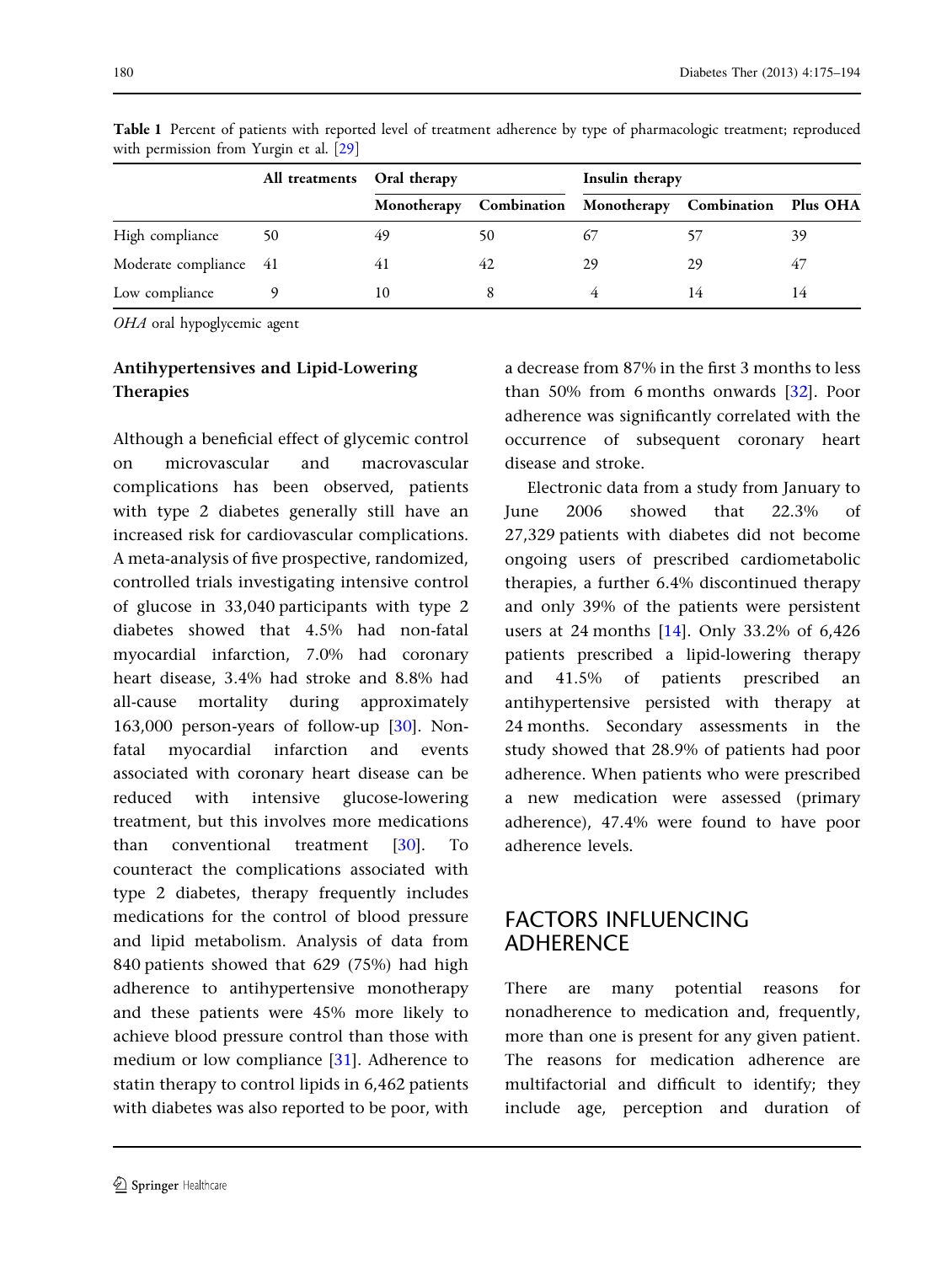**Table 1** Percent of patients with reported level of treatment adherence by type of pharmacologic treatment; reproduced with permission from Yurgin et al. [29]

| | All treatments | Oral therapy | | Insulin therapy | | |
|---|---|---|---|---|---|---|
| | | Monotherapy | Combination | Monotherapy | Combination | Plus OHA |
| High compliance | 50 | 49 | 50 | 67 | 57 | 39 |
| Moderate compliance | 41 | 41 | 42 | 29 | 29 | 47 |
| Low compliance | 9 | 10 | 8 | 4 | 14 | 14 |

*OHA* oral hypoglycemic agent

### Antihypertensives and Lipid-Lowering Therapies

Although a beneficial effect of glycemic control on microvascular and macrovascular complications has been observed, patients with type 2 diabetes generally still have an increased risk for cardiovascular complications. A meta-analysis of five prospective, randomized, controlled trials investigating intensive control of glucose in 33,040 participants with type 2 diabetes showed that 4.5% had non-fatal myocardial infarction, 7.0% had coronary heart disease, 3.4% had stroke and 8.8% had all-cause mortality during approximately 163,000 person-years of follow-up [30]. Non-fatal myocardial infarction and events associated with coronary heart disease can be reduced with intensive glucose-lowering treatment, but this involves more medications than conventional treatment [30]. To counteract the complications associated with type 2 diabetes, therapy frequently includes medications for the control of blood pressure and lipid metabolism. Analysis of data from 840 patients showed that 629 (75%) had high adherence to antihypertensive monotherapy and these patients were 45% more likely to achieve blood pressure control than those with medium or low compliance [31]. Adherence to statin therapy to control lipids in 6,462 patients with diabetes was also reported to be poor, with a decrease from 87% in the first 3 months to less than 50% from 6 months onwards [32]. Poor adherence was significantly correlated with the occurrence of subsequent coronary heart disease and stroke.

Electronic data from a study from January to June 2006 showed that 22.3% of 27,329 patients with diabetes did not become ongoing users of prescribed cardiometabolic therapies, a further 6.4% discontinued therapy and only 39% of the patients were persistent users at 24 months [14]. Only 33.2% of 6,426 patients prescribed a lipid-lowering therapy and 41.5% of patients prescribed an antihypertensive persisted with therapy at 24 months. Secondary assessments in the study showed that 28.9% of patients had poor adherence. When patients who were prescribed a new medication were assessed (primary adherence), 47.4% were found to have poor adherence levels.

## FACTORS INFLUENCING ADHERENCE

There are many potential reasons for nonadherence to medication and, frequently, more than one is present for any given patient. The reasons for medication adherence are multifactorial and difficult to identify; they include age, perception and duration of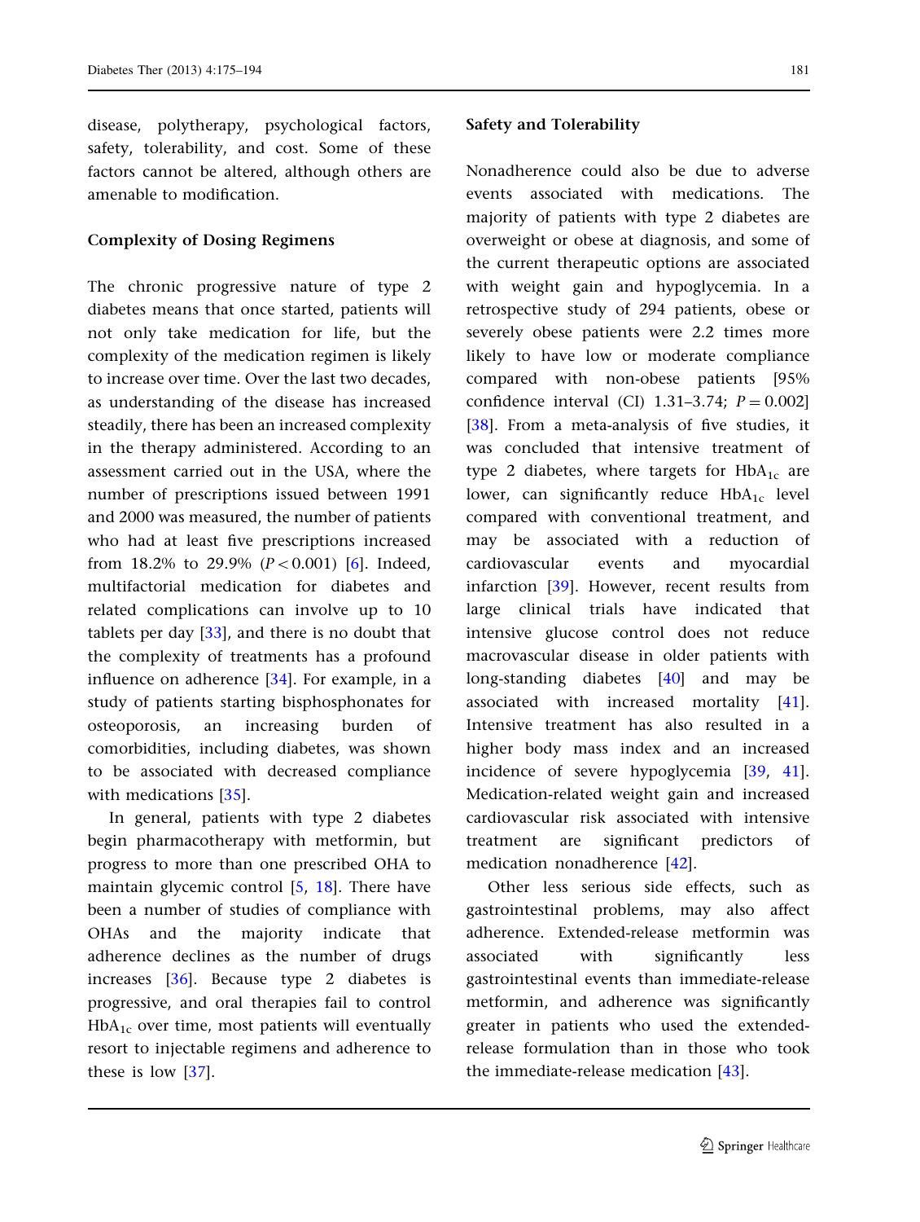disease, polytherapy, psychological factors, safety, tolerability, and cost. Some of these factors cannot be altered, although others are amenable to modification.

### Complexity of Dosing Regimens

The chronic progressive nature of type 2 diabetes means that once started, patients will not only take medication for life, but the complexity of the medication regimen is likely to increase over time. Over the last two decades, as understanding of the disease has increased steadily, there has been an increased complexity in the therapy administered. According to an assessment carried out in the USA, where the number of prescriptions issued between 1991 and 2000 was measured, the number of patients who had at least five prescriptions increased from 18.2% to 29.9% ($P < 0.001$) [6]. Indeed, multifactorial medication for diabetes and related complications can involve up to 10 tablets per day [33], and there is no doubt that the complexity of treatments has a profound influence on adherence [34]. For example, in a study of patients starting bisphosphonates for osteoporosis, an increasing burden of comorbidities, including diabetes, was shown to be associated with decreased compliance with medications [35].

In general, patients with type 2 diabetes begin pharmacotherapy with metformin, but progress to more than one prescribed OHA to maintain glycemic control [5, 18]. There have been a number of studies of compliance with OHAs and the majority indicate that adherence declines as the number of drugs increases [36]. Because type 2 diabetes is progressive, and oral therapies fail to control $HbA_{1c}$ over time, most patients will eventually resort to injectable regimens and adherence to these is low [37].

### Safety and Tolerability

Nonadherence could also be due to adverse events associated with medications. The majority of patients with type 2 diabetes are overweight or obese at diagnosis, and some of the current therapeutic options are associated with weight gain and hypoglycemia. In a retrospective study of 294 patients, obese or severely obese patients were 2.2 times more likely to have low or moderate compliance compared with non-obese patients [95% confidence interval (CI) 1.31–3.74; $P = 0.002$] [38]. From a meta-analysis of five studies, it was concluded that intensive treatment of type 2 diabetes, where targets for $HbA_{1c}$ are lower, can significantly reduce $HbA_{1c}$ level compared with conventional treatment, and may be associated with a reduction of cardiovascular events and myocardial infarction [39]. However, recent results from large clinical trials have indicated that intensive glucose control does not reduce macrovascular disease in older patients with long-standing diabetes [40] and may be associated with increased mortality [41]. Intensive treatment has also resulted in a higher body mass index and an increased incidence of severe hypoglycemia [39, 41]. Medication-related weight gain and increased cardiovascular risk associated with intensive treatment are significant predictors of medication nonadherence [42].

Other less serious side effects, such as gastrointestinal problems, may also affect adherence. Extended-release metformin was associated with significantly less gastrointestinal events than immediate-release metformin, and adherence was significantly greater in patients who used the extended-release formulation than in those who took the immediate-release medication [43].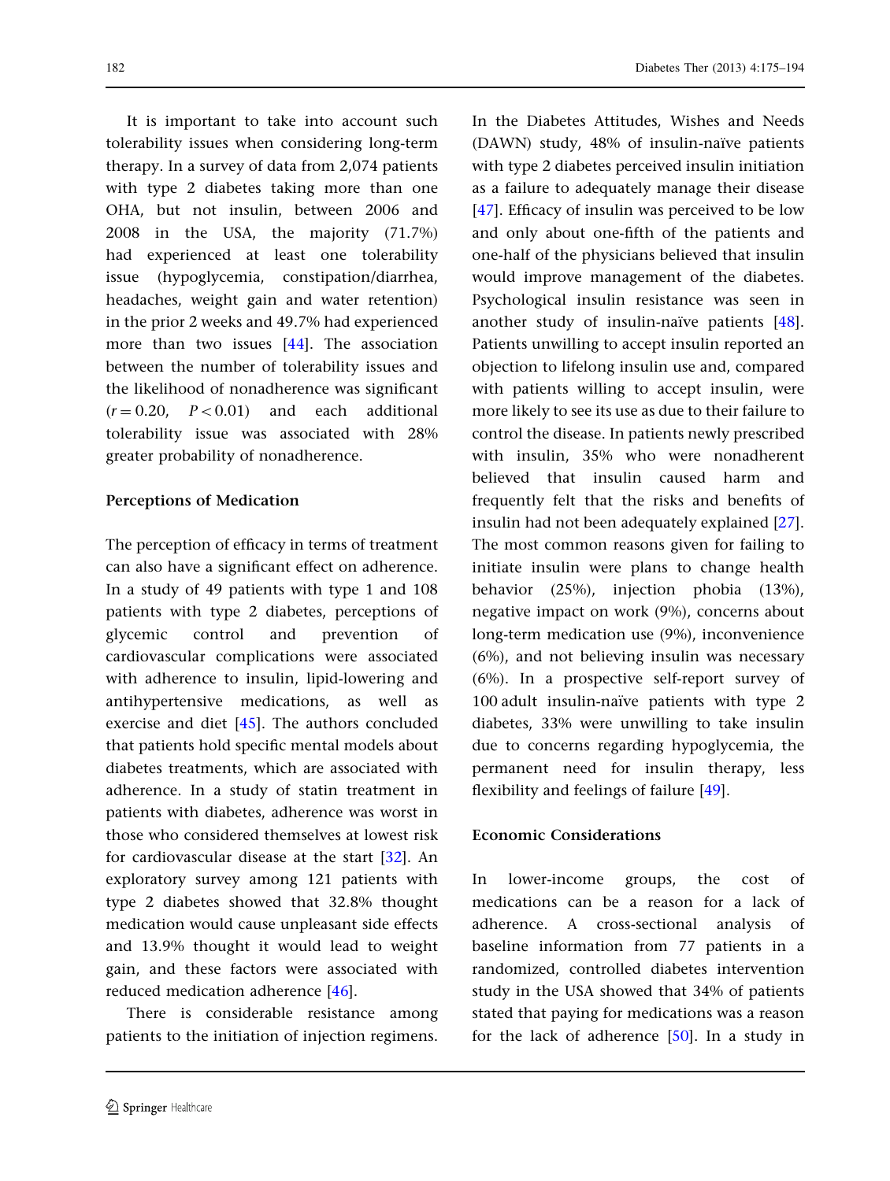It is important to take into account such tolerability issues when considering long-term therapy. In a survey of data from 2,074 patients with type 2 diabetes taking more than one OHA, but not insulin, between 2006 and 2008 in the USA, the majority (71.7%) had experienced at least one tolerability issue (hypoglycemia, constipation/diarrhea, headaches, weight gain and water retention) in the prior 2 weeks and 49.7% had experienced more than two issues [44]. The association between the number of tolerability issues and the likelihood of nonadherence was significant ($r = 0.20$, $P < 0.01$) and each additional tolerability issue was associated with 28% greater probability of nonadherence.

### Perceptions of Medication

The perception of efficacy in terms of treatment can also have a significant effect on adherence. In a study of 49 patients with type 1 and 108 patients with type 2 diabetes, perceptions of glycemic control and prevention of cardiovascular complications were associated with adherence to insulin, lipid-lowering and antihypertensive medications, as well as exercise and diet [45]. The authors concluded that patients hold specific mental models about diabetes treatments, which are associated with adherence. In a study of statin treatment in patients with diabetes, adherence was worst in those who considered themselves at lowest risk for cardiovascular disease at the start [32]. An exploratory survey among 121 patients with type 2 diabetes showed that 32.8% thought medication would cause unpleasant side effects and 13.9% thought it would lead to weight gain, and these factors were associated with reduced medication adherence [46].

There is considerable resistance among patients to the initiation of injection regimens. In the Diabetes Attitudes, Wishes and Needs (DAWN) study, 48% of insulin-naïve patients with type 2 diabetes perceived insulin initiation as a failure to adequately manage their disease [47]. Efficacy of insulin was perceived to be low and only about one-fifth of the patients and one-half of the physicians believed that insulin would improve management of the diabetes. Psychological insulin resistance was seen in another study of insulin-naïve patients [48]. Patients unwilling to accept insulin reported an objection to lifelong insulin use and, compared with patients willing to accept insulin, were more likely to see its use as due to their failure to control the disease. In patients newly prescribed with insulin, 35% who were nonadherent believed that insulin caused harm and frequently felt that the risks and benefits of insulin had not been adequately explained [27]. The most common reasons given for failing to initiate insulin were plans to change health behavior (25%), injection phobia (13%), negative impact on work (9%), concerns about long-term medication use (9%), inconvenience (6%), and not believing insulin was necessary (6%). In a prospective self-report survey of 100 adult insulin-naïve patients with type 2 diabetes, 33% were unwilling to take insulin due to concerns regarding hypoglycemia, the permanent need for insulin therapy, less flexibility and feelings of failure [49].

### Economic Considerations

In lower-income groups, the cost of medications can be a reason for a lack of adherence. A cross-sectional analysis of baseline information from 77 patients in a randomized, controlled diabetes intervention study in the USA showed that 34% of patients stated that paying for medications was a reason for the lack of adherence [50]. In a study in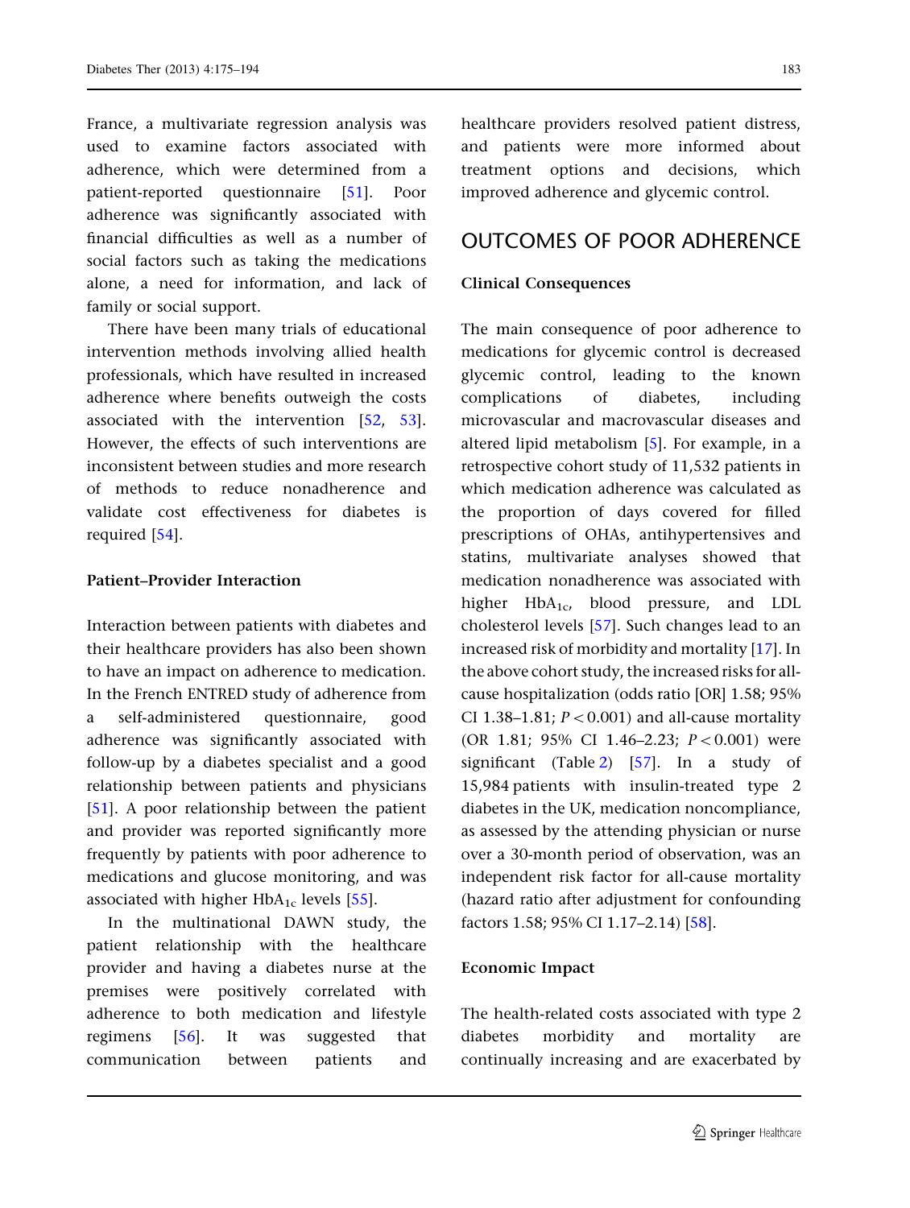France, a multivariate regression analysis was used to examine factors associated with adherence, which were determined from a patient-reported questionnaire [51]. Poor adherence was significantly associated with financial difficulties as well as a number of social factors such as taking the medications alone, a need for information, and lack of family or social support.

There have been many trials of educational intervention methods involving allied health professionals, which have resulted in increased adherence where benefits outweigh the costs associated with the intervention [52, 53]. However, the effects of such interventions are inconsistent between studies and more research of methods to reduce nonadherence and validate cost effectiveness for diabetes is required [54].

**Patient–Provider Interaction**

Interaction between patients with diabetes and their healthcare providers has also been shown to have an impact on adherence to medication. In the French ENTRED study of adherence from a self-administered questionnaire, good adherence was significantly associated with follow-up by a diabetes specialist and a good relationship between patients and physicians [51]. A poor relationship between the patient and provider was reported significantly more frequently by patients with poor adherence to medications and glucose monitoring, and was associated with higher $HbA_{1c}$ levels [55].

In the multinational DAWN study, the patient relationship with the healthcare provider and having a diabetes nurse at the premises were positively correlated with adherence to both medication and lifestyle regimens [56]. It was suggested that communication between patients and healthcare providers resolved patient distress, and patients were more informed about treatment options and decisions, which improved adherence and glycemic control.

## OUTCOMES OF POOR ADHERENCE

**Clinical Consequences**

The main consequence of poor adherence to medications for glycemic control is decreased glycemic control, leading to the known complications of diabetes, including microvascular and macrovascular diseases and altered lipid metabolism [5]. For example, in a retrospective cohort study of 11,532 patients in which medication adherence was calculated as the proportion of days covered for filled prescriptions of OHAs, antihypertensives and statins, multivariate analyses showed that medication nonadherence was associated with higher $HbA_{1c}$, blood pressure, and LDL cholesterol levels [57]. Such changes lead to an increased risk of morbidity and mortality [17]. In the above cohort study, the increased risks for all-cause hospitalization (odds ratio [OR] 1.58; 95% CI 1.38–1.81; $P < 0.001$) and all-cause mortality (OR 1.81; 95% CI 1.46–2.23; $P < 0.001$) were significant (Table 2) [57]. In a study of 15,984 patients with insulin-treated type 2 diabetes in the UK, medication noncompliance, as assessed by the attending physician or nurse over a 30-month period of observation, was an independent risk factor for all-cause mortality (hazard ratio after adjustment for confounding factors 1.58; 95% CI 1.17–2.14) [58].

**Economic Impact**

The health-related costs associated with type 2 diabetes morbidity and mortality are continually increasing and are exacerbated by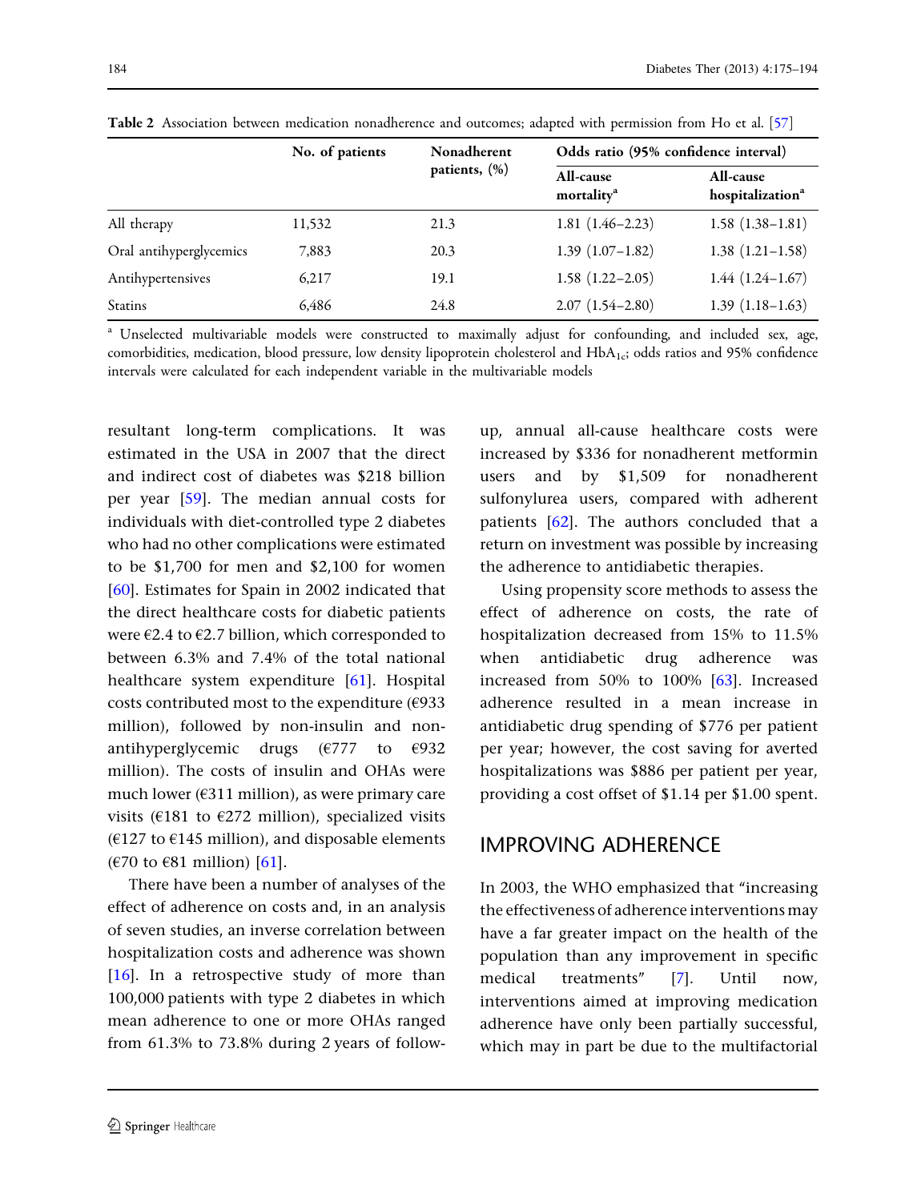**Table 2** Association between medication nonadherence and outcomes; adapted with permission from Ho et al. [57]

| | No. of patients | Nonadherent patients, (%) | Odds ratio (95% confidence interval) | |
|---|---|---|---|---|
| | | | All-cause mortality[a] | All-cause hospitalization[a] |
| All therapy | 11,532 | 21.3 | 1.81 (1.46–2.23) | 1.58 (1.38–1.81) |
| Oral antihyperglycemics | 7,883 | 20.3 | 1.39 (1.07–1.82) | 1.38 (1.21–1.58) |
| Antihypertensives | 6,217 | 19.1 | 1.58 (1.22–2.05) | 1.44 (1.24–1.67) |
| Statins | 6,486 | 24.8 | 2.07 (1.54–2.80) | 1.39 (1.18–1.63) |

[a] Unselected multivariable models were constructed to maximally adjust for confounding, and included sex, age, comorbidities, medication, blood pressure, low density lipoprotein cholesterol and $HbA_{1c}$; odds ratios and 95% confidence intervals were calculated for each independent variable in the multivariable models

resultant long-term complications. It was estimated in the USA in 2007 that the direct and indirect cost of diabetes was $218 billion per year [59]. The median annual costs for individuals with diet-controlled type 2 diabetes who had no other complications were estimated to be $1,700 for men and $2,100 for women [60]. Estimates for Spain in 2002 indicated that the direct healthcare costs for diabetic patients were €2.4 to €2.7 billion, which corresponded to between 6.3% and 7.4% of the total national healthcare system expenditure [61]. Hospital costs contributed most to the expenditure (€933 million), followed by non-insulin and non-antihyperglycemic drugs (€777 to €932 million). The costs of insulin and OHAs were much lower (€311 million), as were primary care visits (€181 to €272 million), specialized visits (€127 to €145 million), and disposable elements (€70 to €81 million) [61].

There have been a number of analyses of the effect of adherence on costs and, in an analysis of seven studies, an inverse correlation between hospitalization costs and adherence was shown [16]. In a retrospective study of more than 100,000 patients with type 2 diabetes in which mean adherence to one or more OHAs ranged from 61.3% to 73.8% during 2 years of follow-up, annual all-cause healthcare costs were increased by $336 for nonadherent metformin users and by $1,509 for nonadherent sulfonylurea users, compared with adherent patients [62]. The authors concluded that a return on investment was possible by increasing the adherence to antidiabetic therapies.

Using propensity score methods to assess the effect of adherence on costs, the rate of hospitalization decreased from 15% to 11.5% when antidiabetic drug adherence was increased from 50% to 100% [63]. Increased adherence resulted in a mean increase in antidiabetic drug spending of $776 per patient per year; however, the cost saving for averted hospitalizations was $886 per patient per year, providing a cost offset of $1.14 per $1.00 spent.

## IMPROVING ADHERENCE

In 2003, the WHO emphasized that "increasing the effectiveness of adherence interventions may have a far greater impact on the health of the population than any improvement in specific medical treatments" [7]. Until now, interventions aimed at improving medication adherence have only been partially successful, which may in part be due to the multifactorial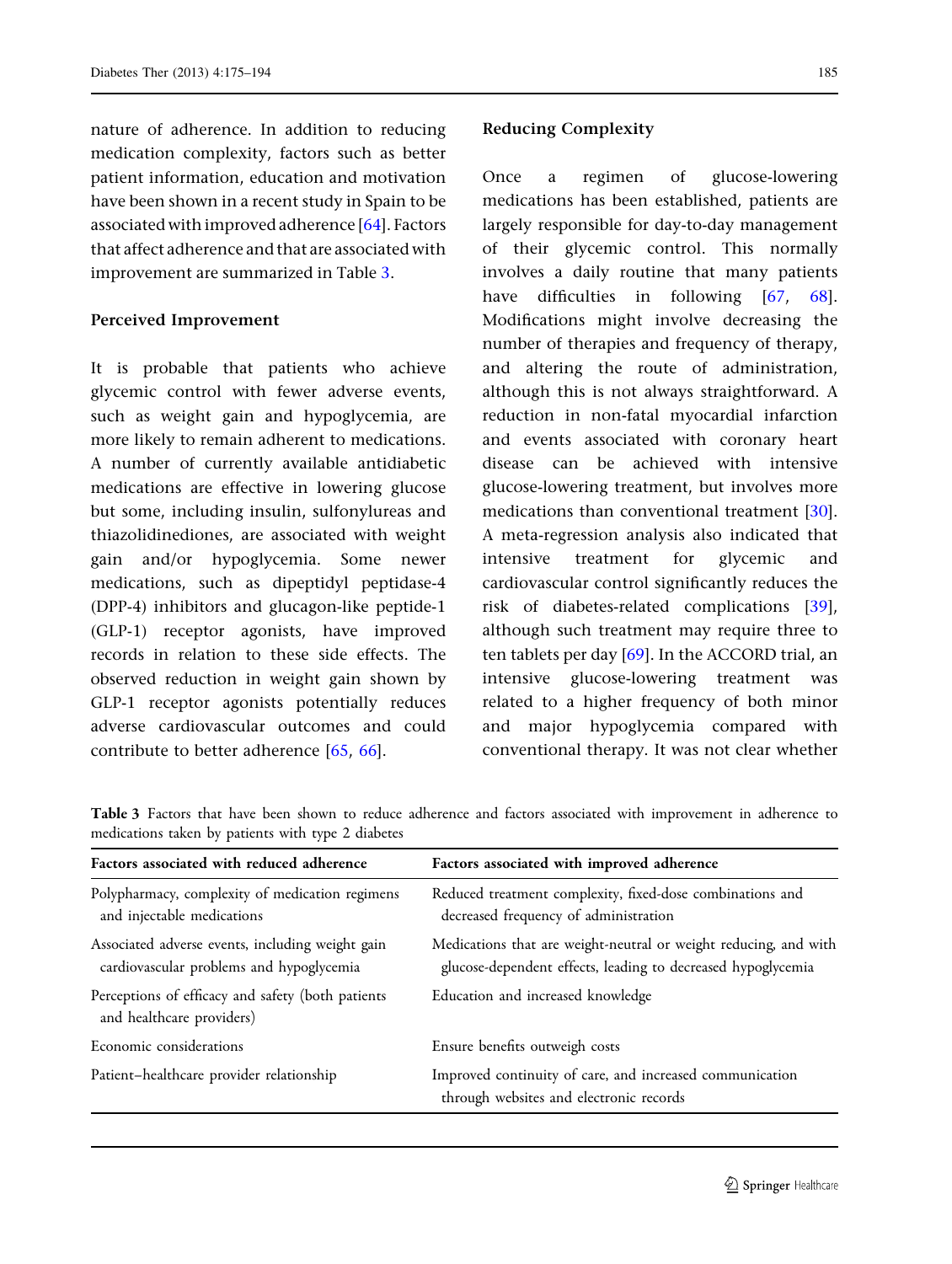nature of adherence. In addition to reducing medication complexity, factors such as better patient information, education and motivation have been shown in a recent study in Spain to be associated with improved adherence [64]. Factors that affect adherence and that are associated with improvement are summarized in Table 3.

### Perceived Improvement

It is probable that patients who achieve glycemic control with fewer adverse events, such as weight gain and hypoglycemia, are more likely to remain adherent to medications. A number of currently available antidiabetic medications are effective in lowering glucose but some, including insulin, sulfonylureas and thiazolidinediones, are associated with weight gain and/or hypoglycemia. Some newer medications, such as dipeptidyl peptidase-4 (DPP-4) inhibitors and glucagon-like peptide-1 (GLP-1) receptor agonists, have improved records in relation to these side effects. The observed reduction in weight gain shown by GLP-1 receptor agonists potentially reduces adverse cardiovascular outcomes and could contribute to better adherence [65, 66].

### Reducing Complexity

Once a regimen of glucose-lowering medications has been established, patients are largely responsible for day-to-day management of their glycemic control. This normally involves a daily routine that many patients have difficulties in following [67, 68]. Modifications might involve decreasing the number of therapies and frequency of therapy, and altering the route of administration, although this is not always straightforward. A reduction in non-fatal myocardial infarction and events associated with coronary heart disease can be achieved with intensive glucose-lowering treatment, but involves more medications than conventional treatment [30]. A meta-regression analysis also indicated that intensive treatment for glycemic and cardiovascular control significantly reduces the risk of diabetes-related complications [39], although such treatment may require three to ten tablets per day [69]. In the ACCORD trial, an intensive glucose-lowering treatment was related to a higher frequency of both minor and major hypoglycemia compared with conventional therapy. It was not clear whether

**Table 3** Factors that have been shown to reduce adherence and factors associated with improvement in adherence to medications taken by patients with type 2 diabetes

| Factors associated with reduced adherence | Factors associated with improved adherence |
|---|---|
| Polypharmacy, complexity of medication regimens and injectable medications | Reduced treatment complexity, fixed-dose combinations and decreased frequency of administration |
| Associated adverse events, including weight gain cardiovascular problems and hypoglycemia | Medications that are weight-neutral or weight reducing, and with glucose-dependent effects, leading to decreased hypoglycemia |
| Perceptions of efficacy and safety (both patients and healthcare providers) | Education and increased knowledge |
| Economic considerations | Ensure benefits outweigh costs |
| Patient–healthcare provider relationship | Improved continuity of care, and increased communication through websites and electronic records |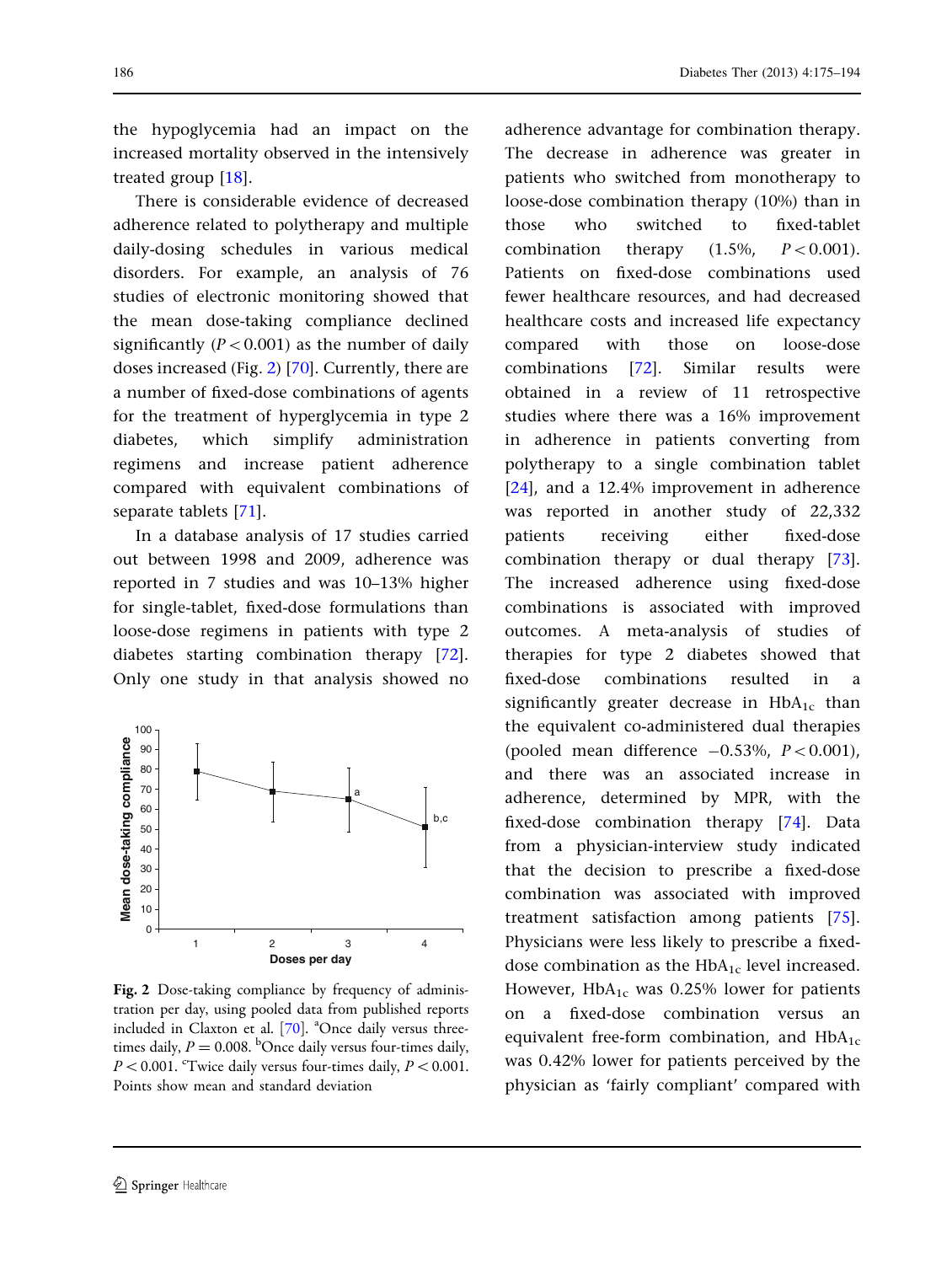the hypoglycemia had an impact on the increased mortality observed in the intensively treated group [18].

There is considerable evidence of decreased adherence related to polytherapy and multiple daily-dosing schedules in various medical disorders. For example, an analysis of 76 studies of electronic monitoring showed that the mean dose-taking compliance declined significantly ($P < 0.001$) as the number of daily doses increased (Fig. 2) [70]. Currently, there are a number of fixed-dose combinations of agents for the treatment of hyperglycemia in type 2 diabetes, which simplify administration regimens and increase patient adherence compared with equivalent combinations of separate tablets [71].

In a database analysis of 17 studies carried out between 1998 and 2009, adherence was reported in 7 studies and was 10–13% higher for single-tablet, fixed-dose formulations than loose-dose regimens in patients with type 2 diabetes starting combination therapy [72]. Only one study in that analysis showed no adherence advantage for combination therapy. The decrease in adherence was greater in patients who switched from monotherapy to loose-dose combination therapy (10%) than in those who switched to fixed-tablet combination therapy (1.5%, $P < 0.001$). Patients on fixed-dose combinations used fewer healthcare resources, and had decreased healthcare costs and increased life expectancy compared with those on loose-dose combinations [72]. Similar results were obtained in a review of 11 retrospective studies where there was a 16% improvement in adherence in patients converting from polytherapy to a single combination tablet [24], and a 12.4% improvement in adherence was reported in another study of 22,332 patients receiving either fixed-dose combination therapy or dual therapy [73]. The increased adherence using fixed-dose combinations is associated with improved outcomes. A meta-analysis of studies of therapies for type 2 diabetes showed that fixed-dose combinations resulted in a significantly greater decrease in $HbA_{1c}$ than the equivalent co-administered dual therapies (pooled mean difference $-0.53\%$, $P < 0.001$), and there was an associated increase in adherence, determined by MPR, with the fixed-dose combination therapy [74]. Data from a physician-interview study indicated that the decision to prescribe a fixed-dose combination was associated with improved treatment satisfaction among patients [75]. Physicians were less likely to prescribe a fixed-dose combination as the $HbA_{1c}$ level increased. However, $HbA_{1c}$ was 0.25% lower for patients on a fixed-dose combination versus an equivalent free-form combination, and $HbA_{1c}$ was 0.42% lower for patients perceived by the physician as 'fairly compliant' compared with

**Fig. 2** Dose-taking compliance by frequency of administration per day, using pooled data from published reports included in Claxton et al. [70]. [a]Once daily versus three-times daily, $P = 0.008$. [b]Once daily versus four-times daily, $P < 0.001$. [c]Twice daily versus four-times daily, $P < 0.001$. Points show mean and standard deviation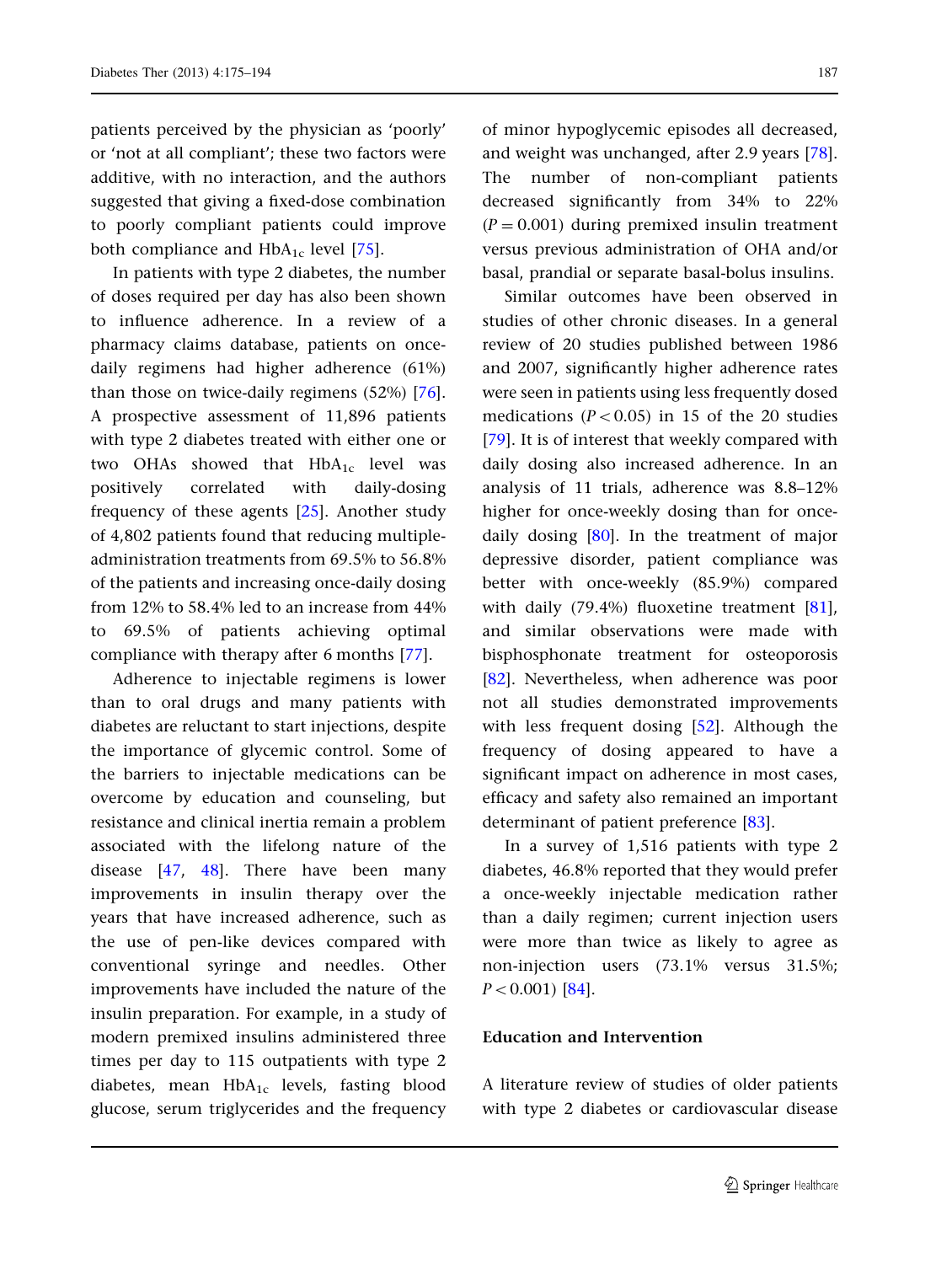patients perceived by the physician as 'poorly' or 'not at all compliant'; these two factors were additive, with no interaction, and the authors suggested that giving a fixed-dose combination to poorly compliant patients could improve both compliance and $HbA_{1c}$ level [75].

In patients with type 2 diabetes, the number of doses required per day has also been shown to influence adherence. In a review of a pharmacy claims database, patients on once-daily regimens had higher adherence (61%) than those on twice-daily regimens (52%) [76]. A prospective assessment of 11,896 patients with type 2 diabetes treated with either one or two OHAs showed that $HbA_{1c}$ level was positively correlated with daily-dosing frequency of these agents [25]. Another study of 4,802 patients found that reducing multiple-administration treatments from 69.5% to 56.8% of the patients and increasing once-daily dosing from 12% to 58.4% led to an increase from 44% to 69.5% of patients achieving optimal compliance with therapy after 6 months [77].

Adherence to injectable regimens is lower than to oral drugs and many patients with diabetes are reluctant to start injections, despite the importance of glycemic control. Some of the barriers to injectable medications can be overcome by education and counseling, but resistance and clinical inertia remain a problem associated with the lifelong nature of the disease [47, 48]. There have been many improvements in insulin therapy over the years that have increased adherence, such as the use of pen-like devices compared with conventional syringe and needles. Other improvements have included the nature of the insulin preparation. For example, in a study of modern premixed insulins administered three times per day to 115 outpatients with type 2 diabetes, mean $HbA_{1c}$ levels, fasting blood glucose, serum triglycerides and the frequency of minor hypoglycemic episodes all decreased, and weight was unchanged, after 2.9 years [78]. The number of non-compliant patients decreased significantly from 34% to 22% ($P = 0.001$) during premixed insulin treatment versus previous administration of OHA and/or basal, prandial or separate basal-bolus insulins.

Similar outcomes have been observed in studies of other chronic diseases. In a general review of 20 studies published between 1986 and 2007, significantly higher adherence rates were seen in patients using less frequently dosed medications ($P < 0.05$) in 15 of the 20 studies [79]. It is of interest that weekly compared with daily dosing also increased adherence. In an analysis of 11 trials, adherence was 8.8–12% higher for once-weekly dosing than for once-daily dosing [80]. In the treatment of major depressive disorder, patient compliance was better with once-weekly (85.9%) compared with daily (79.4%) fluoxetine treatment [81], and similar observations were made with bisphosphonate treatment for osteoporosis [82]. Nevertheless, when adherence was poor not all studies demonstrated improvements with less frequent dosing [52]. Although the frequency of dosing appeared to have a significant impact on adherence in most cases, efficacy and safety also remained an important determinant of patient preference [83].

In a survey of 1,516 patients with type 2 diabetes, 46.8% reported that they would prefer a once-weekly injectable medication rather than a daily regimen; current injection users were more than twice as likely to agree as non-injection users (73.1% versus 31.5%; $P < 0.001$) [84].

## Education and Intervention

A literature review of studies of older patients with type 2 diabetes or cardiovascular disease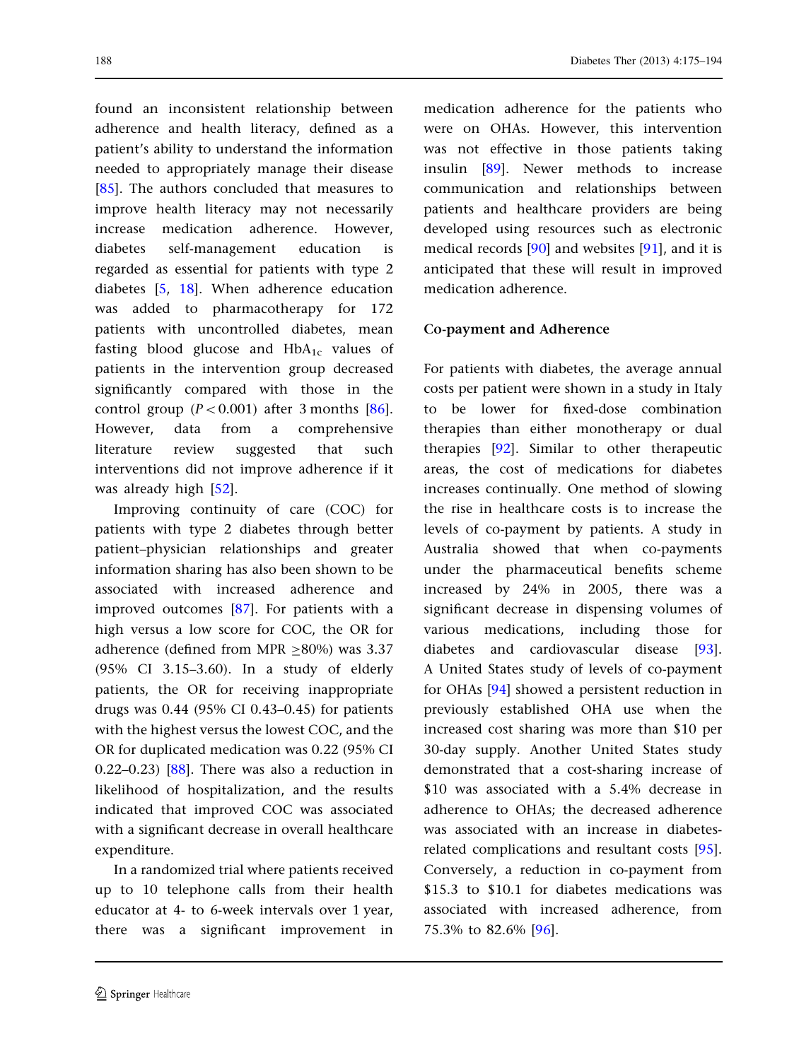found an inconsistent relationship between adherence and health literacy, defined as a patient's ability to understand the information needed to appropriately manage their disease [85]. The authors concluded that measures to improve health literacy may not necessarily increase medication adherence. However, diabetes self-management education is regarded as essential for patients with type 2 diabetes [5, 18]. When adherence education was added to pharmacotherapy for 172 patients with uncontrolled diabetes, mean fasting blood glucose and $HbA_{1c}$ values of patients in the intervention group decreased significantly compared with those in the control group ($P < 0.001$) after 3 months [86]. However, data from a comprehensive literature review suggested that such interventions did not improve adherence if it was already high [52].

Improving continuity of care (COC) for patients with type 2 diabetes through better patient–physician relationships and greater information sharing has also been shown to be associated with increased adherence and improved outcomes [87]. For patients with a high versus a low score for COC, the OR for adherence (defined from MPR $\geq$80%) was 3.37 (95% CI 3.15–3.60). In a study of elderly patients, the OR for receiving inappropriate drugs was 0.44 (95% CI 0.43–0.45) for patients with the highest versus the lowest COC, and the OR for duplicated medication was 0.22 (95% CI 0.22–0.23) [88]. There was also a reduction in likelihood of hospitalization, and the results indicated that improved COC was associated with a significant decrease in overall healthcare expenditure.

In a randomized trial where patients received up to 10 telephone calls from their health educator at 4- to 6-week intervals over 1 year, there was a significant improvement in medication adherence for the patients who were on OHAs. However, this intervention was not effective in those patients taking insulin [89]. Newer methods to increase communication and relationships between patients and healthcare providers are being developed using resources such as electronic medical records [90] and websites [91], and it is anticipated that these will result in improved medication adherence.

### Co-payment and Adherence

For patients with diabetes, the average annual costs per patient were shown in a study in Italy to be lower for fixed-dose combination therapies than either monotherapy or dual therapies [92]. Similar to other therapeutic areas, the cost of medications for diabetes increases continually. One method of slowing the rise in healthcare costs is to increase the levels of co-payment by patients. A study in Australia showed that when co-payments under the pharmaceutical benefits scheme increased by 24% in 2005, there was a significant decrease in dispensing volumes of various medications, including those for diabetes and cardiovascular disease [93]. A United States study of levels of co-payment for OHAs [94] showed a persistent reduction in previously established OHA use when the increased cost sharing was more than $10 per 30-day supply. Another United States study demonstrated that a cost-sharing increase of $10 was associated with a 5.4% decrease in adherence to OHAs; the decreased adherence was associated with an increase in diabetes-related complications and resultant costs [95]. Conversely, a reduction in co-payment from $15.3 to $10.1 for diabetes medications was associated with increased adherence, from 75.3% to 82.6% [96].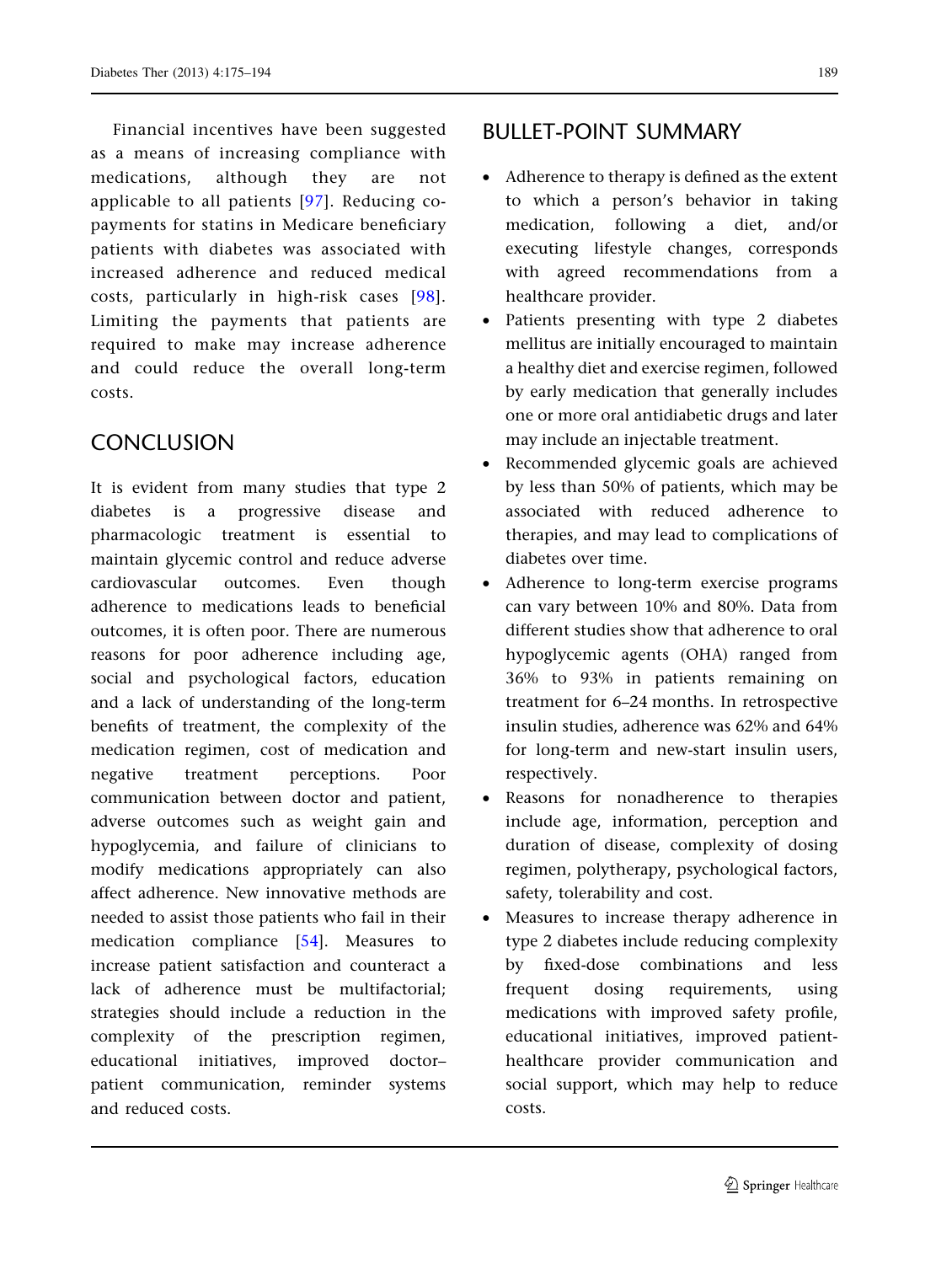Financial incentives have been suggested as a means of increasing compliance with medications, although they are not applicable to all patients [97]. Reducing co-payments for statins in Medicare beneficiary patients with diabetes was associated with increased adherence and reduced medical costs, particularly in high-risk cases [98]. Limiting the payments that patients are required to make may increase adherence and could reduce the overall long-term costs.

## CONCLUSION

It is evident from many studies that type 2 diabetes is a progressive disease and pharmacologic treatment is essential to maintain glycemic control and reduce adverse cardiovascular outcomes. Even though adherence to medications leads to beneficial outcomes, it is often poor. There are numerous reasons for poor adherence including age, social and psychological factors, education and a lack of understanding of the long-term benefits of treatment, the complexity of the medication regimen, cost of medication and negative treatment perceptions. Poor communication between doctor and patient, adverse outcomes such as weight gain and hypoglycemia, and failure of clinicians to modify medications appropriately can also affect adherence. New innovative methods are needed to assist those patients who fail in their medication compliance [54]. Measures to increase patient satisfaction and counteract a lack of adherence must be multifactorial; strategies should include a reduction in the complexity of the prescription regimen, educational initiatives, improved doctor–patient communication, reminder systems and reduced costs.

## BULLET-POINT SUMMARY

- Adherence to therapy is defined as the extent to which a person's behavior in taking medication, following a diet, and/or executing lifestyle changes, corresponds with agreed recommendations from a healthcare provider.
- Patients presenting with type 2 diabetes mellitus are initially encouraged to maintain a healthy diet and exercise regimen, followed by early medication that generally includes one or more oral antidiabetic drugs and later may include an injectable treatment.
- Recommended glycemic goals are achieved by less than 50% of patients, which may be associated with reduced adherence to therapies, and may lead to complications of diabetes over time.
- Adherence to long-term exercise programs can vary between 10% and 80%. Data from different studies show that adherence to oral hypoglycemic agents (OHA) ranged from 36% to 93% in patients remaining on treatment for 6–24 months. In retrospective insulin studies, adherence was 62% and 64% for long-term and new-start insulin users, respectively.
- Reasons for nonadherence to therapies include age, information, perception and duration of disease, complexity of dosing regimen, polytherapy, psychological factors, safety, tolerability and cost.
- Measures to increase therapy adherence in type 2 diabetes include reducing complexity by fixed-dose combinations and less frequent dosing requirements, using medications with improved safety profile, educational initiatives, improved patient-healthcare provider communication and social support, which may help to reduce costs.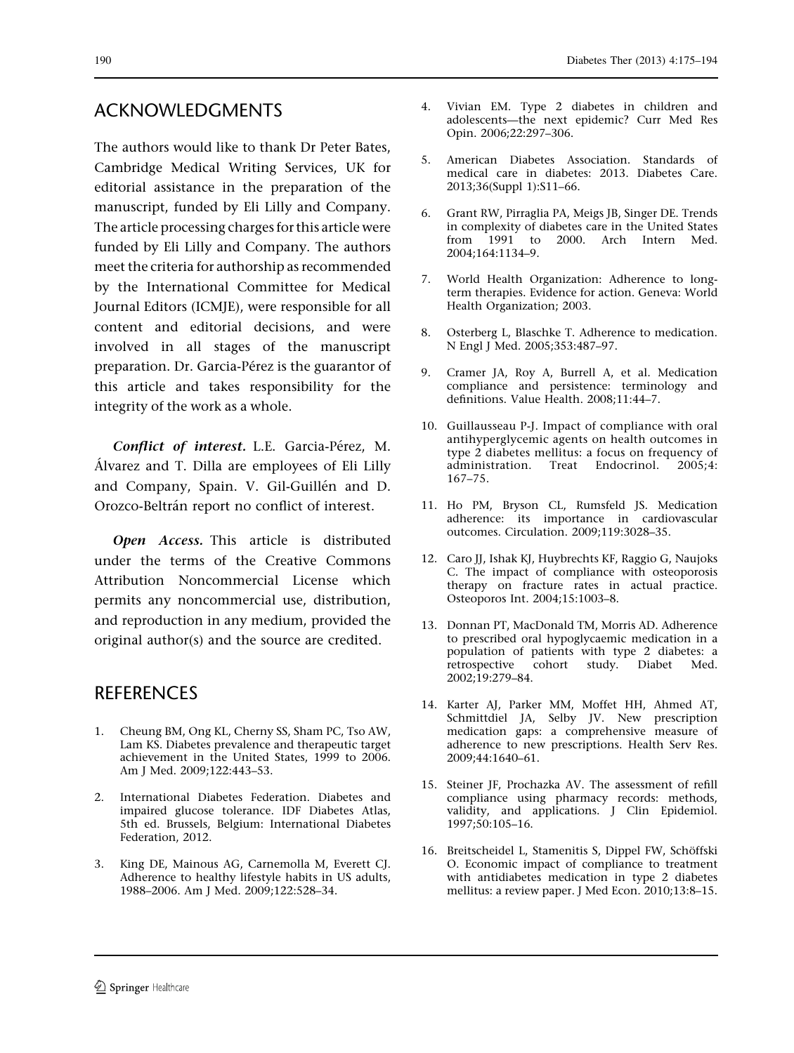## ACKNOWLEDGMENTS

The authors would like to thank Dr Peter Bates, Cambridge Medical Writing Services, UK for editorial assistance in the preparation of the manuscript, funded by Eli Lilly and Company. The article processing charges for this article were funded by Eli Lilly and Company. The authors meet the criteria for authorship as recommended by the International Committee for Medical Journal Editors (ICMJE), were responsible for all content and editorial decisions, and were involved in all stages of the manuscript preparation. Dr. Garcia-Pérez is the guarantor of this article and takes responsibility for the integrity of the work as a whole.

***Conflict of interest.*** L.E. Garcia-Pérez, M. Álvarez and T. Dilla are employees of Eli Lilly and Company, Spain. V. Gil-Guillén and D. Orozco-Beltrán report no conflict of interest.

***Open Access.*** This article is distributed under the terms of the Creative Commons Attribution Noncommercial License which permits any noncommercial use, distribution, and reproduction in any medium, provided the original author(s) and the source are credited.

## REFERENCES

1. Cheung BM, Ong KL, Cherny SS, Sham PC, Tso AW, Lam KS. Diabetes prevalence and therapeutic target achievement in the United States, 1999 to 2006. Am J Med. 2009;122:443–53.
2. International Diabetes Federation. Diabetes and impaired glucose tolerance. IDF Diabetes Atlas, 5th ed. Brussels, Belgium: International Diabetes Federation, 2012.
3. King DE, Mainous AG, Carnemolla M, Everett CJ. Adherence to healthy lifestyle habits in US adults, 1988–2006. Am J Med. 2009;122:528–34.
4. Vivian EM. Type 2 diabetes in children and adolescents—the next epidemic? Curr Med Res Opin. 2006;22:297–306.
5. American Diabetes Association. Standards of medical care in diabetes: 2013. Diabetes Care. 2013;36(Suppl 1):S11–66.
6. Grant RW, Pirraglia PA, Meigs JB, Singer DE. Trends in complexity of diabetes care in the United States from 1991 to 2000. Arch Intern Med. 2004;164:1134–9.
7. World Health Organization: Adherence to long-term therapies. Evidence for action. Geneva: World Health Organization; 2003.
8. Osterberg L, Blaschke T. Adherence to medication. N Engl J Med. 2005;353:487–97.
9. Cramer JA, Roy A, Burrell A, et al. Medication compliance and persistence: terminology and definitions. Value Health. 2008;11:44–7.
10. Guillausseau P-J. Impact of compliance with oral antihyperglycemic agents on health outcomes in type 2 diabetes mellitus: a focus on frequency of administration. Treat Endocrinol. 2005;4:167–75.
11. Ho PM, Bryson CL, Rumsfeld JS. Medication adherence: its importance in cardiovascular outcomes. Circulation. 2009;119:3028–35.
12. Caro JJ, Ishak KJ, Huybrechts KF, Raggio G, Naujoks C. The impact of compliance with osteoporosis therapy on fracture rates in actual practice. Osteoporos Int. 2004;15:1003–8.
13. Donnan PT, MacDonald TM, Morris AD. Adherence to prescribed oral hypoglycaemic medication in a population of patients with type 2 diabetes: a retrospective cohort study. Diabet Med. 2002;19:279–84.
14. Karter AJ, Parker MM, Moffet HH, Ahmed AT, Schmittdiel JA, Selby JV. New prescription medication gaps: a comprehensive measure of adherence to new prescriptions. Health Serv Res. 2009;44:1640–61.
15. Steiner JF, Prochazka AV. The assessment of refill compliance using pharmacy records: methods, validity, and applications. J Clin Epidemiol. 1997;50:105–16.
16. Breitscheidel L, Stamenitis S, Dippel FW, Schöffski O. Economic impact of compliance to treatment with antidiabetes medication in type 2 diabetes mellitus: a review paper. J Med Econ. 2010;13:8–15.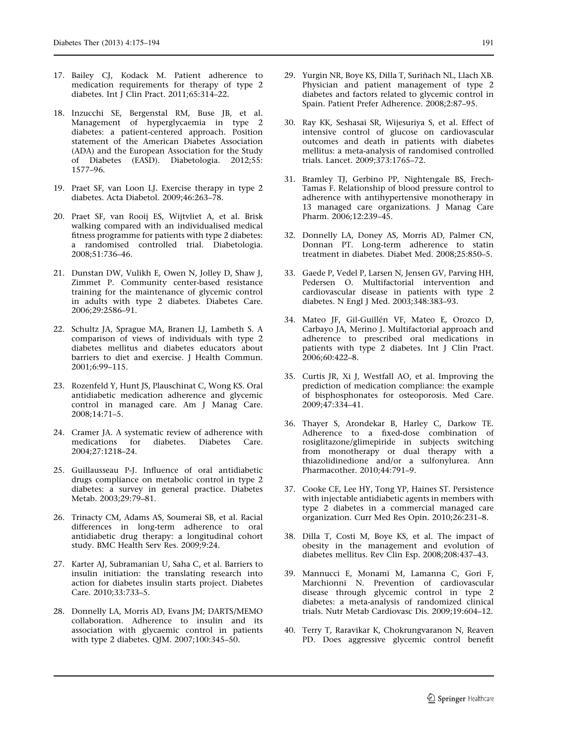17. Bailey CJ, Kodack M. Patient adherence to medication requirements for therapy of type 2 diabetes. Int J Clin Pract. 2011;65:314–22.

18. Inzucchi SE, Bergenstal RM, Buse JB, et al. Management of hyperglycaemia in type 2 diabetes: a patient-centered approach. Position statement of the American Diabetes Association (ADA) and the European Association for the Study of Diabetes (EASD). Diabetologia. 2012;55: 1577–96.

19. Praet SF, van Loon LJ. Exercise therapy in type 2 diabetes. Acta Diabetol. 2009;46:263–78.

20. Praet SF, van Rooij ES, Wijtvliet A, et al. Brisk walking compared with an individualised medical fitness programme for patients with type 2 diabetes: a randomised controlled trial. Diabetologia. 2008;51:736–46.

21. Dunstan DW, Vulikh E, Owen N, Jolley D, Shaw J, Zimmet P. Community center-based resistance training for the maintenance of glycemic control in adults with type 2 diabetes. Diabetes Care. 2006;29:2586–91.

22. Schultz JA, Sprague MA, Branen LJ, Lambeth S. A comparison of views of individuals with type 2 diabetes mellitus and diabetes educators about barriers to diet and exercise. J Health Commun. 2001;6:99–115.

23. Rozenfeld Y, Hunt JS, Plauschinat C, Wong KS. Oral antidiabetic medication adherence and glycemic control in managed care. Am J Manag Care. 2008;14:71–5.

24. Cramer JA. A systematic review of adherence with medications for diabetes. Diabetes Care. 2004;27:1218–24.

25. Guillausseau P-J. Influence of oral antidiabetic drugs compliance on metabolic control in type 2 diabetes: a survey in general practice. Diabetes Metab. 2003;29:79–81.

26. Trinacty CM, Adams AS, Soumerai SB, et al. Racial differences in long-term adherence to oral antidiabetic drug therapy: a longitudinal cohort study. BMC Health Serv Res. 2009;9:24.

27. Karter AJ, Subramanian U, Saha C, et al. Barriers to insulin initiation: the translating research into action for diabetes insulin starts project. Diabetes Care. 2010;33:733–5.

28. Donnelly LA, Morris AD, Evans JM; DARTS/MEMO collaboration. Adherence to insulin and its association with glycaemic control in patients with type 2 diabetes. QJM. 2007;100:345–50.

29. Yurgin NR, Boye KS, Dilla T, Suriñach NL, Llach XB. Physician and patient management of type 2 diabetes and factors related to glycemic control in Spain. Patient Prefer Adherence. 2008;2:87–95.

30. Ray KK, Seshasai SR, Wijesuriya S, et al. Effect of intensive control of glucose on cardiovascular outcomes and death in patients with diabetes mellitus: a meta-analysis of randomised controlled trials. Lancet. 2009;373:1765–72.

31. Bramley TJ, Gerbino PP, Nightengale BS, Frech-Tamas F. Relationship of blood pressure control to adherence with antihypertensive monotherapy in 13 managed care organizations. J Manag Care Pharm. 2006;12:239–45.

32. Donnelly LA, Doney AS, Morris AD, Palmer CN, Donnan PT. Long-term adherence to statin treatment in diabetes. Diabet Med. 2008;25:850–5.

33. Gaede P, Vedel P, Larsen N, Jensen GV, Parving HH, Pedersen O. Multifactorial intervention and cardiovascular disease in patients with type 2 diabetes. N Engl J Med. 2003;348:383–93.

34. Mateo JF, Gil-Guillén VF, Mateo E, Orozco D, Carbayo JA, Merino J. Multifactorial approach and adherence to prescribed oral medications in patients with type 2 diabetes. Int J Clin Pract. 2006;60:422–8.

35. Curtis JR, Xi J, Westfall AO, et al. Improving the prediction of medication compliance: the example of bisphosphonates for osteoporosis. Med Care. 2009;47:334–41.

36. Thayer S, Arondekar B, Harley C, Darkow TE. Adherence to a fixed-dose combination of rosiglitazone/glimepiride in subjects switching from monotherapy or dual therapy with a thiazolidinedione and/or a sulfonylurea. Ann Pharmacother. 2010;44:791–9.

37. Cooke CE, Lee HY, Tong YP, Haines ST. Persistence with injectable antidiabetic agents in members with type 2 diabetes in a commercial managed care organization. Curr Med Res Opin. 2010;26:231–8.

38. Dilla T, Costi M, Boye KS, et al. The impact of obesity in the management and evolution of diabetes mellitus. Rev Clin Esp. 2008;208:437–43.

39. Mannucci E, Monami M, Lamanna C, Gori F, Marchionni N. Prevention of cardiovascular disease through glycemic control in type 2 diabetes: a meta-analysis of randomized clinical trials. Nutr Metab Cardiovasc Dis. 2009;19:604–12.

40. Terry T, Raravikar K, Chokrungvaranon N, Reaven PD. Does aggressive glycemic control benefit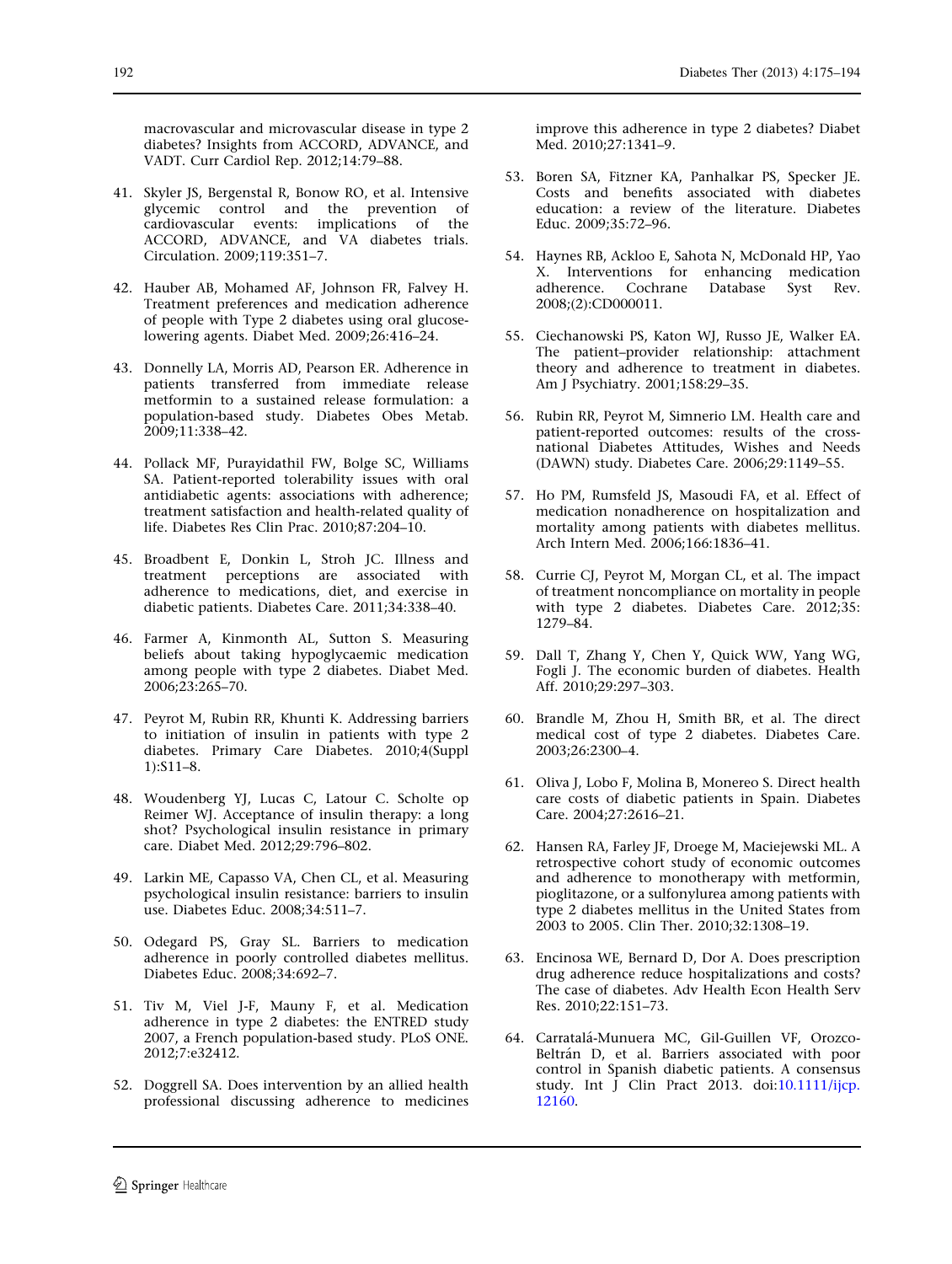macrovascular and microvascular disease in type 2 diabetes? Insights from ACCORD, ADVANCE, and VADT. Curr Cardiol Rep. 2012;14:79–88.

41. Skyler JS, Bergenstal R, Bonow RO, et al. Intensive glycemic control and the prevention of cardiovascular events: implications of the ACCORD, ADVANCE, and VA diabetes trials. Circulation. 2009;119:351–7.

42. Hauber AB, Mohamed AF, Johnson FR, Falvey H. Treatment preferences and medication adherence of people with Type 2 diabetes using oral glucose-lowering agents. Diabet Med. 2009;26:416–24.

43. Donnelly LA, Morris AD, Pearson ER. Adherence in patients transferred from immediate release metformin to a sustained release formulation: a population-based study. Diabetes Obes Metab. 2009;11:338–42.

44. Pollack MF, Purayidathil FW, Bolge SC, Williams SA. Patient-reported tolerability issues with oral antidiabetic agents: associations with adherence; treatment satisfaction and health-related quality of life. Diabetes Res Clin Prac. 2010;87:204–10.

45. Broadbent E, Donkin L, Stroh JC. Illness and treatment perceptions are associated with adherence to medications, diet, and exercise in diabetic patients. Diabetes Care. 2011;34:338–40.

46. Farmer A, Kinmonth AL, Sutton S. Measuring beliefs about taking hypoglycaemic medication among people with type 2 diabetes. Diabet Med. 2006;23:265–70.

47. Peyrot M, Rubin RR, Khunti K. Addressing barriers to initiation of insulin in patients with type 2 diabetes. Primary Care Diabetes. 2010;4(Suppl 1):S11–8.

48. Woudenberg YJ, Lucas C, Latour C. Scholte op Reimer WJ. Acceptance of insulin therapy: a long shot? Psychological insulin resistance in primary care. Diabet Med. 2012;29:796–802.

49. Larkin ME, Capasso VA, Chen CL, et al. Measuring psychological insulin resistance: barriers to insulin use. Diabetes Educ. 2008;34:511–7.

50. Odegard PS, Gray SL. Barriers to medication adherence in poorly controlled diabetes mellitus. Diabetes Educ. 2008;34:692–7.

51. Tiv M, Viel J-F, Mauny F, et al. Medication adherence in type 2 diabetes: the ENTRED study 2007, a French population-based study. PLoS ONE. 2012;7:e32412.

52. Doggrell SA. Does intervention by an allied health professional discussing adherence to medicines improve this adherence in type 2 diabetes? Diabet Med. 2010;27:1341–9.

53. Boren SA, Fitzner KA, Panhalkar PS, Specker JE. Costs and benefits associated with diabetes education: a review of the literature. Diabetes Educ. 2009;35:72–96.

54. Haynes RB, Ackloo E, Sahota N, McDonald HP, Yao X. Interventions for enhancing medication adherence. Cochrane Database Syst Rev. 2008;(2):CD000011.

55. Ciechanowski PS, Katon WJ, Russo JE, Walker EA. The patient–provider relationship: attachment theory and adherence to treatment in diabetes. Am J Psychiatry. 2001;158:29–35.

56. Rubin RR, Peyrot M, Simnerio LM. Health care and patient-reported outcomes: results of the cross-national Diabetes Attitudes, Wishes and Needs (DAWN) study. Diabetes Care. 2006;29:1149–55.

57. Ho PM, Rumsfeld JS, Masoudi FA, et al. Effect of medication nonadherence on hospitalization and mortality among patients with diabetes mellitus. Arch Intern Med. 2006;166:1836–41.

58. Currie CJ, Peyrot M, Morgan CL, et al. The impact of treatment noncompliance on mortality in people with type 2 diabetes. Diabetes Care. 2012;35:1279–84.

59. Dall T, Zhang Y, Chen Y, Quick WW, Yang WG, Fogli J. The economic burden of diabetes. Health Aff. 2010;29:297–303.

60. Brandle M, Zhou H, Smith BR, et al. The direct medical cost of type 2 diabetes. Diabetes Care. 2003;26:2300–4.

61. Oliva J, Lobo F, Molina B, Monereo S. Direct health care costs of diabetic patients in Spain. Diabetes Care. 2004;27:2616–21.

62. Hansen RA, Farley JF, Droege M, Maciejewski ML. A retrospective cohort study of economic outcomes and adherence to monotherapy with metformin, pioglitazone, or a sulfonylurea among patients with type 2 diabetes mellitus in the United States from 2003 to 2005. Clin Ther. 2010;32:1308–19.

63. Encinosa WE, Bernard D, Dor A. Does prescription drug adherence reduce hospitalizations and costs? The case of diabetes. Adv Health Econ Health Serv Res. 2010;22:151–73.

64. Carratalá-Munuera MC, Gil-Guillen VF, Orozco-Beltrán D, et al. Barriers associated with poor control in Spanish diabetic patients. A consensus study. Int J Clin Pract 2013. doi:10.1111/ijcp.12160.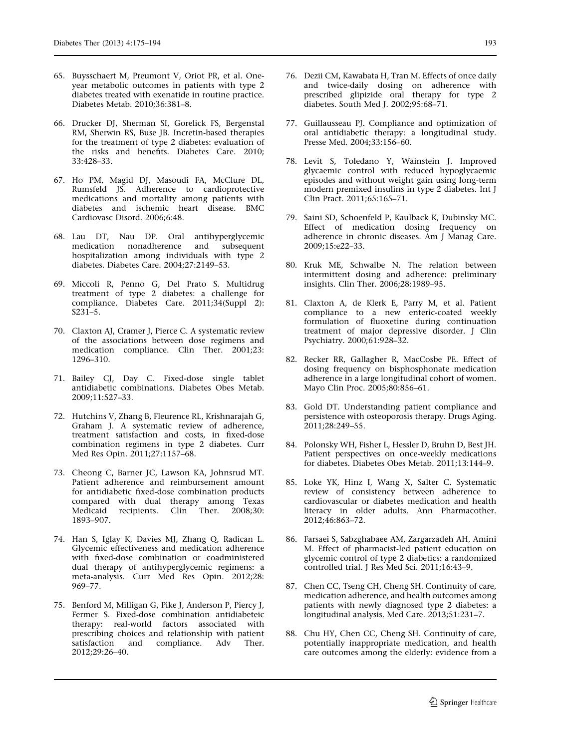65. Buysschaert M, Preumont V, Oriot PR, et al. One-year metabolic outcomes in patients with type 2 diabetes treated with exenatide in routine practice. Diabetes Metab. 2010;36:381–8.

66. Drucker DJ, Sherman SI, Gorelick FS, Bergenstal RM, Sherwin RS, Buse JB. Incretin-based therapies for the treatment of type 2 diabetes: evaluation of the risks and benefits. Diabetes Care. 2010; 33:428–33.

67. Ho PM, Magid DJ, Masoudi FA, McClure DL, Rumsfeld JS. Adherence to cardioprotective medications and mortality among patients with diabetes and ischemic heart disease. BMC Cardiovasc Disord. 2006;6:48.

68. Lau DT, Nau DP. Oral antihyperglycemic medication nonadherence and subsequent hospitalization among individuals with type 2 diabetes. Diabetes Care. 2004;27:2149–53.

69. Miccoli R, Penno G, Del Prato S. Multidrug treatment of type 2 diabetes: a challenge for compliance. Diabetes Care. 2011;34(Suppl 2): S231–5.

70. Claxton AJ, Cramer J, Pierce C. A systematic review of the associations between dose regimens and medication compliance. Clin Ther. 2001;23: 1296–310.

71. Bailey CJ, Day C. Fixed-dose single tablet antidiabetic combinations. Diabetes Obes Metab. 2009;11:527–33.

72. Hutchins V, Zhang B, Fleurence RL, Krishnarajah G, Graham J. A systematic review of adherence, treatment satisfaction and costs, in fixed-dose combination regimens in type 2 diabetes. Curr Med Res Opin. 2011;27:1157–68.

73. Cheong C, Barner JC, Lawson KA, Johnsrud MT. Patient adherence and reimbursement amount for antidiabetic fixed-dose combination products compared with dual therapy among Texas Medicaid recipients. Clin Ther. 2008;30: 1893–907.

74. Han S, Iglay K, Davies MJ, Zhang Q, Radican L. Glycemic effectiveness and medication adherence with fixed-dose combination or coadministered dual therapy of antihyperglycemic regimens: a meta-analysis. Curr Med Res Opin. 2012;28: 969–77.

75. Benford M, Milligan G, Pike J, Anderson P, Piercy J, Fermer S. Fixed-dose combination antidiabeteic therapy: real-world factors associated with prescribing choices and relationship with patient satisfaction and compliance. Adv Ther. 2012;29:26–40.

76. Dezii CM, Kawabata H, Tran M. Effects of once daily and twice-daily dosing on adherence with prescribed glipizide oral therapy for type 2 diabetes. South Med J. 2002;95:68–71.

77. Guillausseau PJ. Compliance and optimization of oral antidiabetic therapy: a longitudinal study. Presse Med. 2004;33:156–60.

78. Levit S, Toledano Y, Wainstein J. Improved glycaemic control with reduced hypoglycaemic episodes and without weight gain using long-term modern premixed insulins in type 2 diabetes. Int J Clin Pract. 2011;65:165–71.

79. Saini SD, Schoenfeld P, Kaulback K, Dubinsky MC. Effect of medication dosing frequency on adherence in chronic diseases. Am J Manag Care. 2009;15:e22–33.

80. Kruk ME, Schwalbe N. The relation between intermittent dosing and adherence: preliminary insights. Clin Ther. 2006;28:1989–95.

81. Claxton A, de Klerk E, Parry M, et al. Patient compliance to a new enteric-coated weekly formulation of fluoxetine during continuation treatment of major depressive disorder. J Clin Psychiatry. 2000;61:928–32.

82. Recker RR, Gallagher R, MacCosbe PE. Effect of dosing frequency on bisphosphonate medication adherence in a large longitudinal cohort of women. Mayo Clin Proc. 2005;80:856–61.

83. Gold DT. Understanding patient compliance and persistence with osteoporosis therapy. Drugs Aging. 2011;28:249–55.

84. Polonsky WH, Fisher L, Hessler D, Bruhn D, Best JH. Patient perspectives on once-weekly medications for diabetes. Diabetes Obes Metab. 2011;13:144–9.

85. Loke YK, Hinz I, Wang X, Salter C. Systematic review of consistency between adherence to cardiovascular or diabetes medication and health literacy in older adults. Ann Pharmacother. 2012;46:863–72.

86. Farsaei S, Sabzghabaee AM, Zargarzadeh AH, Amini M. Effect of pharmacist-led patient education on glycemic control of type 2 diabetics: a randomized controlled trial. J Res Med Sci. 2011;16:43–9.

87. Chen CC, Tseng CH, Cheng SH. Continuity of care, medication adherence, and health outcomes among patients with newly diagnosed type 2 diabetes: a longitudinal analysis. Med Care. 2013;51:231–7.

88. Chu HY, Chen CC, Cheng SH. Continuity of care, potentially inappropriate medication, and health care outcomes among the elderly: evidence from a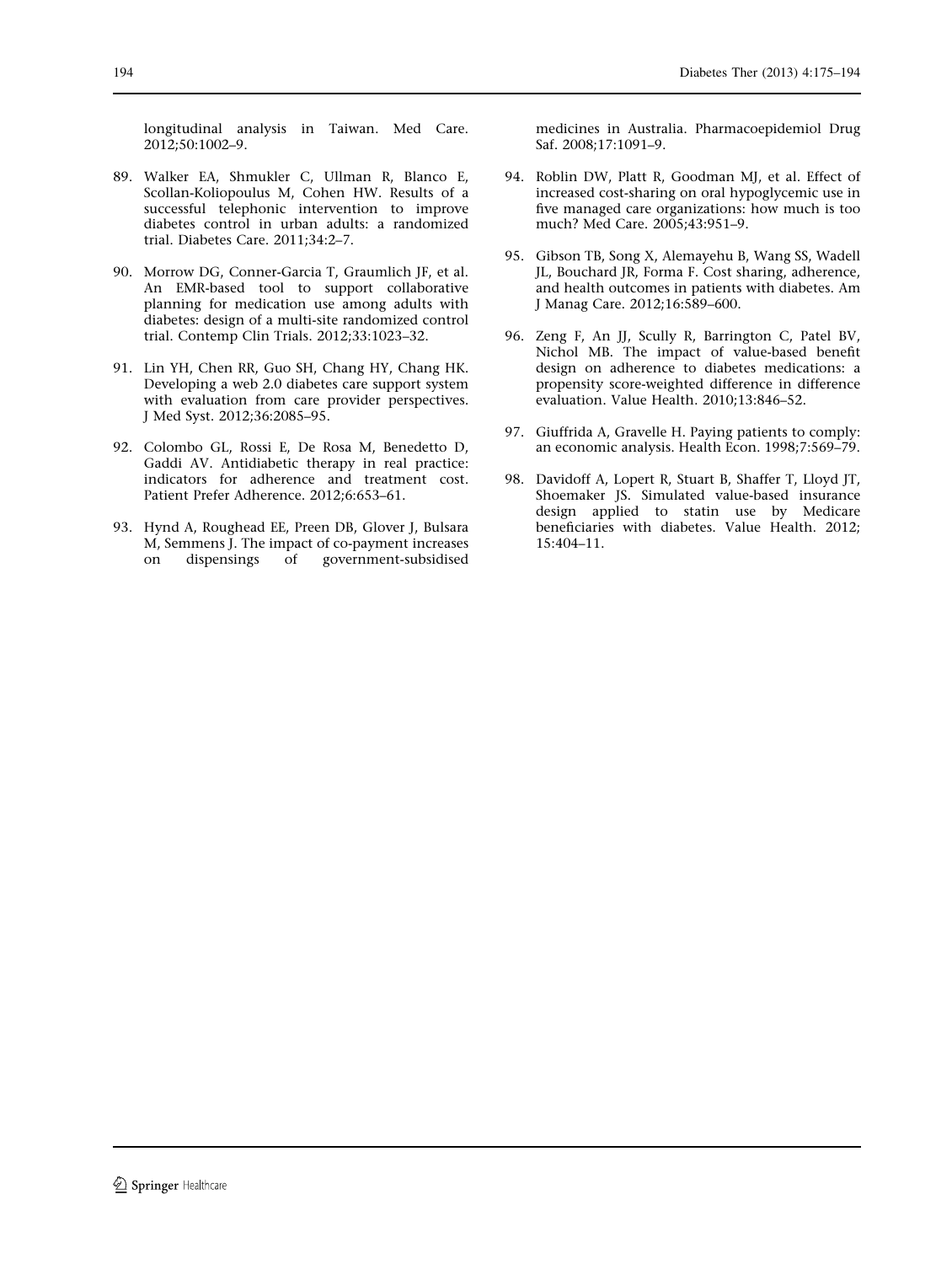longitudinal analysis in Taiwan. Med Care. 2012;50:1002–9.

89. Walker EA, Shmukler C, Ullman R, Blanco E, Scollan-Koliopoulus M, Cohen HW. Results of a successful telephonic intervention to improve diabetes control in urban adults: a randomized trial. Diabetes Care. 2011;34:2–7.

90. Morrow DG, Conner-Garcia T, Graumlich JF, et al. An EMR-based tool to support collaborative planning for medication use among adults with diabetes: design of a multi-site randomized control trial. Contemp Clin Trials. 2012;33:1023–32.

91. Lin YH, Chen RR, Guo SH, Chang HY, Chang HK. Developing a web 2.0 diabetes care support system with evaluation from care provider perspectives. J Med Syst. 2012;36:2085–95.

92. Colombo GL, Rossi E, De Rosa M, Benedetto D, Gaddi AV. Antidiabetic therapy in real practice: indicators for adherence and treatment cost. Patient Prefer Adherence. 2012;6:653–61.

93. Hynd A, Roughead EE, Preen DB, Glover J, Bulsara M, Semmens J. The impact of co-payment increases on dispensings of government-subsidised medicines in Australia. Pharmacoepidemiol Drug Saf. 2008;17:1091–9.

94. Roblin DW, Platt R, Goodman MJ, et al. Effect of increased cost-sharing on oral hypoglycemic use in five managed care organizations: how much is too much? Med Care. 2005;43:951–9.

95. Gibson TB, Song X, Alemayehu B, Wang SS, Wadell JL, Bouchard JR, Forma F. Cost sharing, adherence, and health outcomes in patients with diabetes. Am J Manag Care. 2012;16:589–600.

96. Zeng F, An JJ, Scully R, Barrington C, Patel BV, Nichol MB. The impact of value-based benefit design on adherence to diabetes medications: a propensity score-weighted difference in difference evaluation. Value Health. 2010;13:846–52.

97. Giuffrida A, Gravelle H. Paying patients to comply: an economic analysis. Health Econ. 1998;7:569–79.

98. Davidoff A, Lopert R, Stuart B, Shaffer T, Lloyd JT, Shoemaker JS. Simulated value-based insurance design applied to statin use by Medicare beneficiaries with diabetes. Value Health. 2012; 15:404–11.